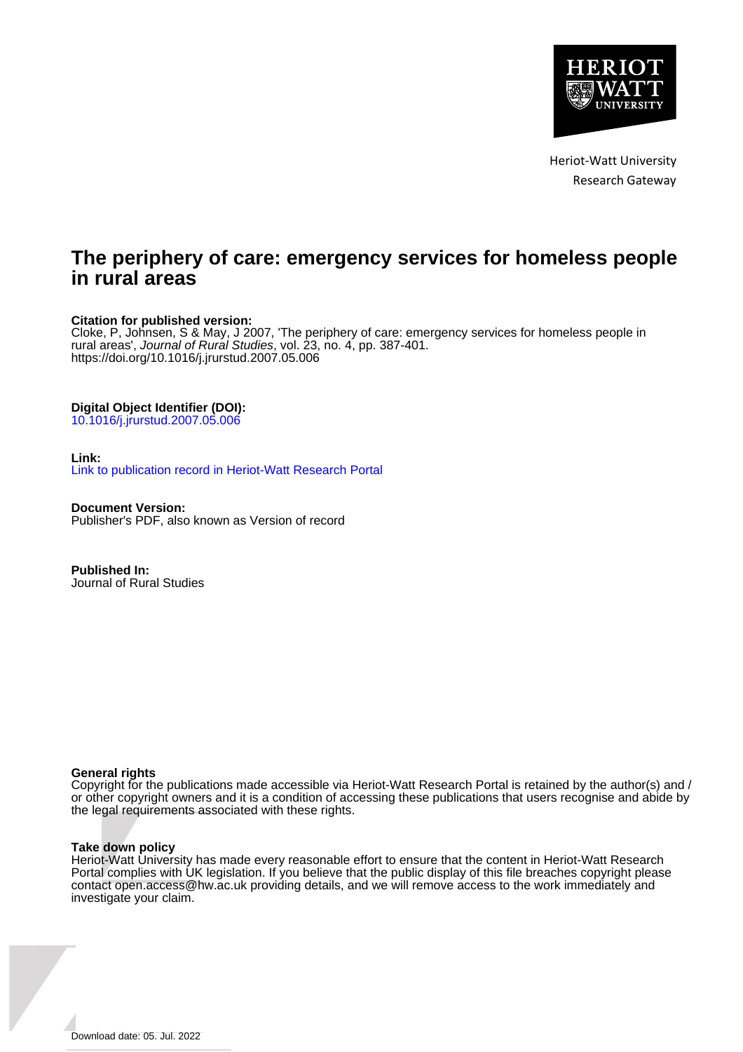Heriot-Watt University
Research Gateway

# The periphery of care: emergency services for homeless people in rural areas

**Citation for published version:**
Cloke, P, Johnsen, S & May, J 2007, 'The periphery of care: emergency services for homeless people in rural areas', *Journal of Rural Studies*, vol. 23, no. 4, pp. 387-401.
https://doi.org/10.1016/j.jrurstud.2007.05.006

**Digital Object Identifier (DOI):**
10.1016/j.jrurstud.2007.05.006

**Link:**
Link to publication record in Heriot-Watt Research Portal

**Document Version:**
Publisher's PDF, also known as Version of record

**Published In:**
Journal of Rural Studies

**General rights**
Copyright for the publications made accessible via Heriot-Watt Research Portal is retained by the author(s) and / or other copyright owners and it is a condition of accessing these publications that users recognise and abide by the legal requirements associated with these rights.

**Take down policy**
Heriot-Watt University has made every reasonable effort to ensure that the content in Heriot-Watt Research Portal complies with UK legislation. If you believe that the public display of this file breaches copyright please contact open.access@hw.ac.uk providing details, and we will remove access to the work immediately and investigate your claim.

Download date: 05. Jul. 2022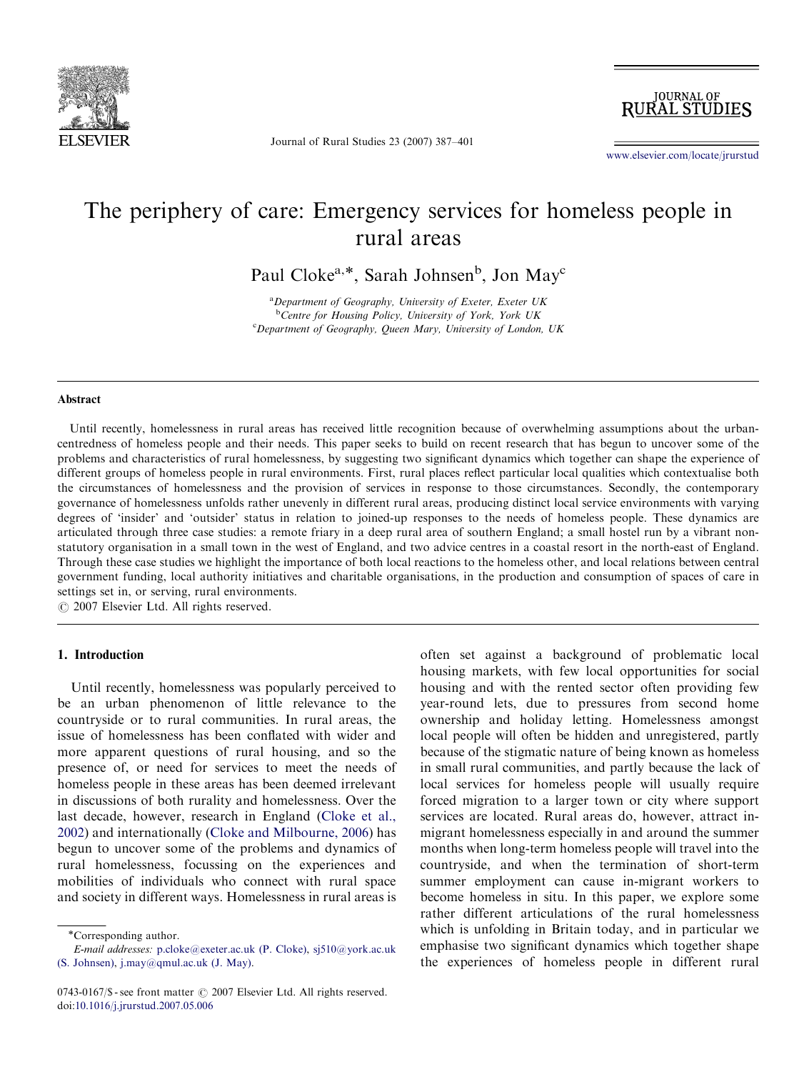# The periphery of care: Emergency services for homeless people in rural areas

Paul Cloke[a,*], Sarah Johnsen[b], Jon May[c]

[a]Department of Geography, University of Exeter, Exeter UK
[b]Centre for Housing Policy, University of York, York UK
[c]Department of Geography, Queen Mary, University of London, UK

## Abstract

Until recently, homelessness in rural areas has received little recognition because of overwhelming assumptions about the urban-centredness of homeless people and their needs. This paper seeks to build on recent research that has begun to uncover some of the problems and characteristics of rural homelessness, by suggesting two significant dynamics which together can shape the experience of different groups of homeless people in rural environments. First, rural places reflect particular local qualities which contextualise both the circumstances of homelessness and the provision of services in response to those circumstances. Secondly, the contemporary governance of homelessness unfolds rather unevenly in different rural areas, producing distinct local service environments with varying degrees of 'insider' and 'outsider' status in relation to joined-up responses to the needs of homeless people. These dynamics are articulated through three case studies: a remote friary in a deep rural area of southern England; a small hostel run by a vibrant non-statutory organisation in a small town in the west of England, and two advice centres in a coastal resort in the north-east of England. Through these case studies we highlight the importance of both local reactions to the homeless other, and local relations between central government funding, local authority initiatives and charitable organisations, in the production and consumption of spaces of care in settings set in, or serving, rural environments.

© 2007 Elsevier Ltd. All rights reserved.

## 1. Introduction

Until recently, homelessness was popularly perceived to be an urban phenomenon of little relevance to the countryside or to rural communities. In rural areas, the issue of homelessness has been conflated with wider and more apparent questions of rural housing, and so the presence of, or need for services to meet the needs of homeless people in these areas has been deemed irrelevant in discussions of both rurality and homelessness. Over the last decade, however, research in England (Cloke et al., 2002) and internationally (Cloke and Milbourne, 2006) has begun to uncover some of the problems and dynamics of rural homelessness, focussing on the experiences and mobilities of individuals who connect with rural space and society in different ways. Homelessness in rural areas is often set against a background of problematic local housing markets, with few local opportunities for social housing and with the rented sector often providing few year-round lets, due to pressures from second home ownership and holiday letting. Homelessness amongst local people will often be hidden and unregistered, partly because of the stigmatic nature of being known as homeless in small rural communities, and partly because the lack of local services for homeless people will usually require forced migration to a larger town or city where support services are located. Rural areas do, however, attract in-migrant homelessness especially in and around the summer months when long-term homeless people will travel into the countryside, and when the termination of short-term summer employment can cause in-migrant workers to become homeless in situ. In this paper, we explore some rather different articulations of the rural homelessness which is unfolding in Britain today, and in particular we emphasise two significant dynamics which together shape the experiences of homeless people in different rural

*Corresponding author.
E-mail addresses: p.cloke@exeter.ac.uk (P. Cloke), sj510@york.ac.uk (S. Johnsen), j.may@qmul.ac.uk (J. May).

0743-0167/$ - see front matter © 2007 Elsevier Ltd. All rights reserved.
doi:10.1016/j.jrurstud.2007.05.006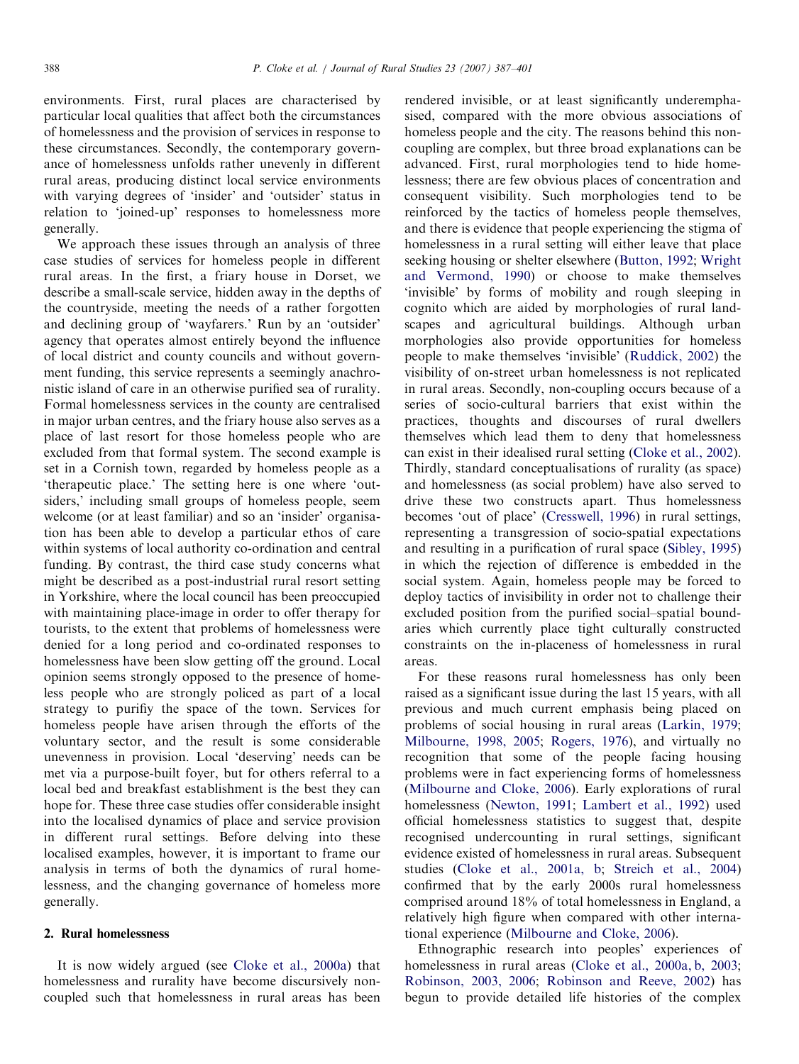environments. First, rural places are characterised by particular local qualities that affect both the circumstances of homelessness and the provision of services in response to these circumstances. Secondly, the contemporary governance of homelessness unfolds rather unevenly in different rural areas, producing distinct local service environments with varying degrees of 'insider' and 'outsider' status in relation to 'joined-up' responses to homelessness more generally.

We approach these issues through an analysis of three case studies of services for homeless people in different rural areas. In the first, a friary house in Dorset, we describe a small-scale service, hidden away in the depths of the countryside, meeting the needs of a rather forgotten and declining group of 'wayfarers.' Run by an 'outsider' agency that operates almost entirely beyond the influence of local district and county councils and without government funding, this service represents a seemingly anachronistic island of care in an otherwise purified sea of rurality. Formal homelessness services in the county are centralised in major urban centres, and the friary house also serves as a place of last resort for those homeless people who are excluded from that formal system. The second example is set in a Cornish town, regarded by homeless people as a 'therapeutic place.' The setting here is one where 'outsiders,' including small groups of homeless people, seem welcome (or at least familiar) and so an 'insider' organisation has been able to develop a particular ethos of care within systems of local authority co-ordination and central funding. By contrast, the third case study concerns what might be described as a post-industrial rural resort setting in Yorkshire, where the local council has been preoccupied with maintaining place-image in order to offer therapy for tourists, to the extent that problems of homelessness were denied for a long period and co-ordinated responses to homelessness have been slow getting off the ground. Local opinion seems strongly opposed to the presence of homeless people who are strongly policed as part of a local strategy to purifiy the space of the town. Services for homeless people have arisen through the efforts of the voluntary sector, and the result is some considerable unevenness in provision. Local 'deserving' needs can be met via a purpose-built foyer, but for others referral to a local bed and breakfast establishment is the best they can hope for. These three case studies offer considerable insight into the localised dynamics of place and service provision in different rural settings. Before delving into these localised examples, however, it is important to frame our analysis in terms of both the dynamics of rural homelessness, and the changing governance of homeless more generally.

## 2. Rural homelessness

It is now widely argued (see Cloke et al., 2000a) that homelessness and rurality have become discursively non-coupled such that homelessness in rural areas has been rendered invisible, or at least significantly underemphasised, compared with the more obvious associations of homeless people and the city. The reasons behind this non-coupling are complex, but three broad explanations can be advanced. First, rural morphologies tend to hide homelessness; there are few obvious places of concentration and consequent visibility. Such morphologies tend to be reinforced by the tactics of homeless people themselves, and there is evidence that people experiencing the stigma of homelessness in a rural setting will either leave that place seeking housing or shelter elsewhere (Button, 1992; Wright and Vermond, 1990) or choose to make themselves 'invisible' by forms of mobility and rough sleeping in cognito which are aided by morphologies of rural landscapes and agricultural buildings. Although urban morphologies also provide opportunities for homeless people to make themselves 'invisible' (Ruddick, 2002) the visibility of on-street urban homelessness is not replicated in rural areas. Secondly, non-coupling occurs because of a series of socio-cultural barriers that exist within the practices, thoughts and discourses of rural dwellers themselves which lead them to deny that homelessness can exist in their idealised rural setting (Cloke et al., 2002). Thirdly, standard conceptualisations of rurality (as space) and homelessness (as social problem) have also served to drive these two constructs apart. Thus homelessness becomes 'out of place' (Cresswell, 1996) in rural settings, representing a transgression of socio-spatial expectations and resulting in a purification of rural space (Sibley, 1995) in which the rejection of difference is embedded in the social system. Again, homeless people may be forced to deploy tactics of invisibility in order not to challenge their excluded position from the purified social–spatial boundaries which currently place tight culturally constructed constraints on the in-placeness of homelessness in rural areas.

For these reasons rural homelessness has only been raised as a significant issue during the last 15 years, with all previous and much current emphasis being placed on problems of social housing in rural areas (Larkin, 1979; Milbourne, 1998, 2005; Rogers, 1976), and virtually no recognition that some of the people facing housing problems were in fact experiencing forms of homelessness (Milbourne and Cloke, 2006). Early explorations of rural homelessness (Newton, 1991; Lambert et al., 1992) used official homelessness statistics to suggest that, despite recognised undercounting in rural settings, significant evidence existed of homelessness in rural areas. Subsequent studies (Cloke et al., 2001a, b; Streich et al., 2004) confirmed that by the early 2000s rural homelessness comprised around 18% of total homelessness in England, a relatively high figure when compared with other international experience (Milbourne and Cloke, 2006).

Ethnographic research into peoples' experiences of homelessness in rural areas (Cloke et al., 2000a, b, 2003; Robinson, 2003, 2006; Robinson and Reeve, 2002) has begun to provide detailed life histories of the complex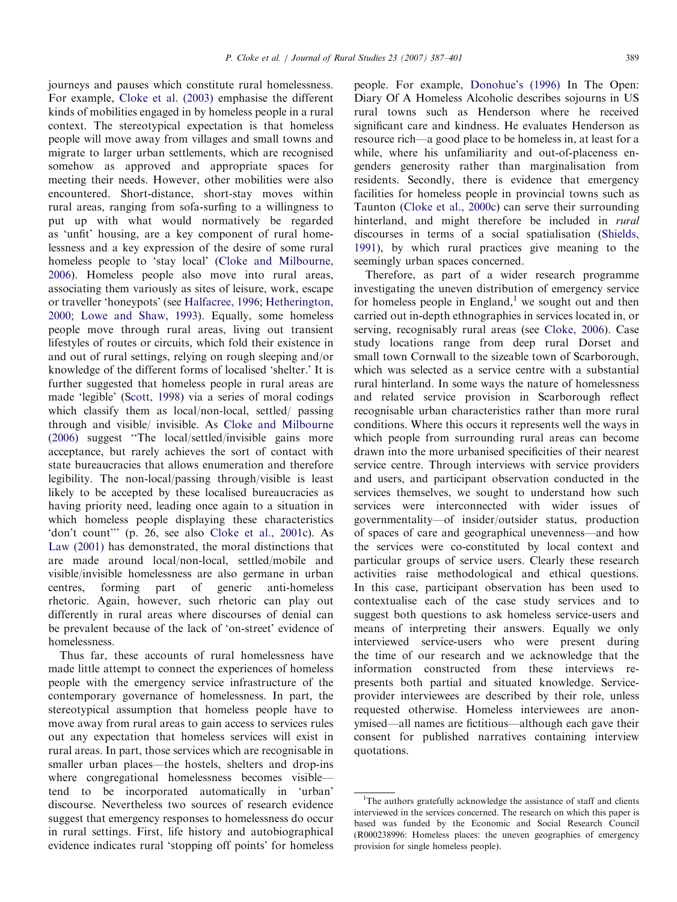journeys and pauses which constitute rural homelessness. For example, Cloke et al. (2003) emphasise the different kinds of mobilities engaged in by homeless people in a rural context. The stereotypical expectation is that homeless people will move away from villages and small towns and migrate to larger urban settlements, which are recognised somehow as approved and appropriate spaces for meeting their needs. However, other mobilities were also encountered. Short-distance, short-stay moves within rural areas, ranging from sofa-surfing to a willingness to put up with what would normatively be regarded as 'unfit' housing, are a key component of rural homelessness and a key expression of the desire of some rural homeless people to 'stay local' (Cloke and Milbourne, 2006). Homeless people also move into rural areas, associating them variously as sites of leisure, work, escape or traveller 'honeypots' (see Halfacree, 1996; Hetherington, 2000; Lowe and Shaw, 1993). Equally, some homeless people move through rural areas, living out transient lifestyles of routes or circuits, which fold their existence in and out of rural settings, relying on rough sleeping and/or knowledge of the different forms of localised 'shelter.' It is further suggested that homeless people in rural areas are made 'legible' (Scott, 1998) via a series of moral codings which classify them as local/non-local, settled/ passing through and visible/ invisible. As Cloke and Milbourne (2006) suggest "The local/settled/invisible gains more acceptance, but rarely achieves the sort of contact with state bureaucracies that allows enumeration and therefore legibility. The non-local/passing through/visible is least likely to be accepted by these localised bureaucracies as having priority need, leading once again to a situation in which homeless people displaying these characteristics 'don't count'" (p. 26, see also Cloke et al., 2001c). As Law (2001) has demonstrated, the moral distinctions that are made around local/non-local, settled/mobile and visible/invisible homelessness are also germane in urban centres, forming part of generic anti-homeless rhetoric. Again, however, such rhetoric can play out differently in rural areas where discourses of denial can be prevalent because of the lack of 'on-street' evidence of homelessness.

Thus far, these accounts of rural homelessness have made little attempt to connect the experiences of homeless people with the emergency service infrastructure of the contemporary governance of homelessness. In part, the stereotypical assumption that homeless people have to move away from rural areas to gain access to services rules out any expectation that homeless services will exist in rural areas. In part, those services which are recognisable in smaller urban places—the hostels, shelters and drop-ins where congregational homelessness becomes visible—tend to be incorporated automatically in 'urban' discourse. Nevertheless two sources of research evidence suggest that emergency responses to homelessness do occur in rural settings. First, life history and autobiographical evidence indicates rural 'stopping off points' for homeless people. For example, Donohue's (1996) In The Open: Diary Of A Homeless Alcoholic describes sojourns in US rural towns such as Henderson where he received significant care and kindness. He evaluates Henderson as resource rich—a good place to be homeless in, at least for a while, where his unfamiliarity and out-of-placeness engenders generosity rather than marginalisation from residents. Secondly, there is evidence that emergency facilities for homeless people in provincial towns such as Taunton (Cloke et al., 2000c) can serve their surrounding hinterland, and might therefore be included in *rural* discourses in terms of a social spatialisation (Shields, 1991), by which rural practices give meaning to the seemingly urban spaces concerned.

Therefore, as part of a wider research programme investigating the uneven distribution of emergency service for homeless people in England,[1] we sought out and then carried out in-depth ethnographies in services located in, or serving, recognisably rural areas (see Cloke, 2006). Case study locations range from deep rural Dorset and small town Cornwall to the sizeable town of Scarborough, which was selected as a service centre with a substantial rural hinterland. In some ways the nature of homelessness and related service provision in Scarborough reflect recognisable urban characteristics rather than more rural conditions. Where this occurs it represents well the ways in which people from surrounding rural areas can become drawn into the more urbanised specificities of their nearest service centre. Through interviews with service providers and users, and participant observation conducted in the services themselves, we sought to understand how such services were interconnected with wider issues of governmentality—of insider/outsider status, production of spaces of care and geographical unevenness—and how the services were co-constituted by local context and particular groups of service users. Clearly these research activities raise methodological and ethical questions. In this case, participant observation has been used to contextualise each of the case study services and to suggest both questions to ask homeless service-users and means of interpreting their answers. Equally we only interviewed service-users who were present during the time of our research and we acknowledge that the information constructed from these interviews represents both partial and situated knowledge. Service-provider interviewees are described by their role, unless requested otherwise. Homeless interviewees are anonymised—all names are fictitious—although each gave their consent for published narratives containing interview quotations.

[1]The authors gratefully acknowledge the assistance of staff and clients interviewed in the services concerned. The research on which this paper is based was funded by the Economic and Social Research Council (R000238996: Homeless places: the uneven geographies of emergency provision for single homeless people).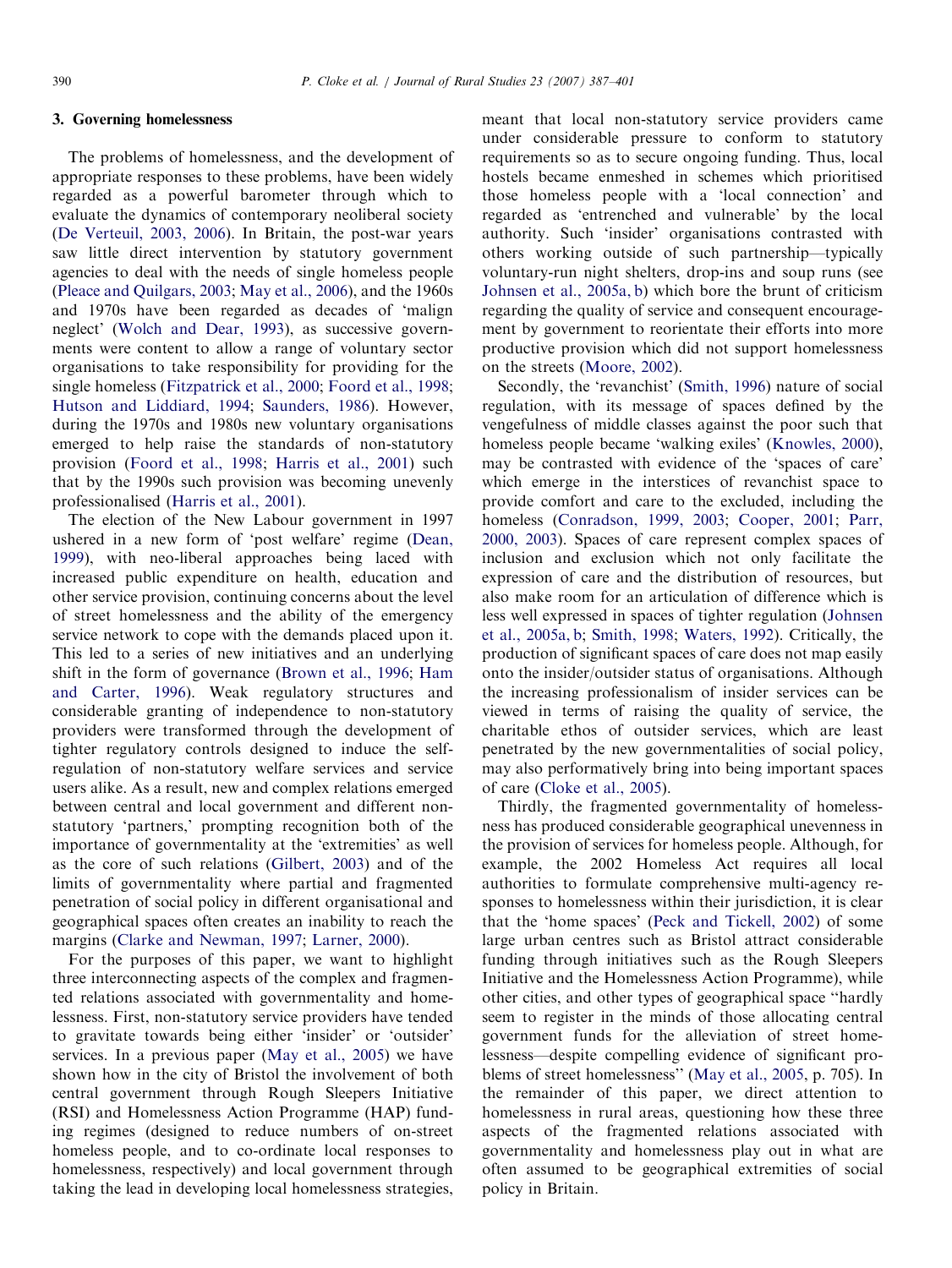## 3. Governing homelessness

The problems of homelessness, and the development of appropriate responses to these problems, have been widely regarded as a powerful barometer through which to evaluate the dynamics of contemporary neoliberal society (De Verteuil, 2003, 2006). In Britain, the post-war years saw little direct intervention by statutory government agencies to deal with the needs of single homeless people (Pleace and Quilgars, 2003; May et al., 2006), and the 1960s and 1970s have been regarded as decades of 'malign neglect' (Wolch and Dear, 1993), as successive governments were content to allow a range of voluntary sector organisations to take responsibility for providing for the single homeless (Fitzpatrick et al., 2000; Foord et al., 1998; Hutson and Liddiard, 1994; Saunders, 1986). However, during the 1970s and 1980s new voluntary organisations emerged to help raise the standards of non-statutory provision (Foord et al., 1998; Harris et al., 2001) such that by the 1990s such provision was becoming unevenly professionalised (Harris et al., 2001).

The election of the New Labour government in 1997 ushered in a new form of 'post welfare' regime (Dean, 1999), with neo-liberal approaches being laced with increased public expenditure on health, education and other service provision, continuing concerns about the level of street homelessness and the ability of the emergency service network to cope with the demands placed upon it. This led to a series of new initiatives and an underlying shift in the form of governance (Brown et al., 1996; Ham and Carter, 1996). Weak regulatory structures and considerable granting of independence to non-statutory providers were transformed through the development of tighter regulatory controls designed to induce the self-regulation of non-statutory welfare services and service users alike. As a result, new and complex relations emerged between central and local government and different non-statutory 'partners,' prompting recognition both of the importance of governmentality at the 'extremities' as well as the core of such relations (Gilbert, 2003) and of the limits of governmentality where partial and fragmented penetration of social policy in different organisational and geographical spaces often creates an inability to reach the margins (Clarke and Newman, 1997; Larner, 2000).

For the purposes of this paper, we want to highlight three interconnecting aspects of the complex and fragmented relations associated with governmentality and homelessness. First, non-statutory service providers have tended to gravitate towards being either 'insider' or 'outsider' services. In a previous paper (May et al., 2005) we have shown how in the city of Bristol the involvement of both central government through Rough Sleepers Initiative (RSI) and Homelessness Action Programme (HAP) funding regimes (designed to reduce numbers of on-street homeless people, and to co-ordinate local responses to homelessness, respectively) and local government through taking the lead in developing local homelessness strategies, meant that local non-statutory service providers came under considerable pressure to conform to statutory requirements so as to secure ongoing funding. Thus, local hostels became enmeshed in schemes which prioritised those homeless people with a 'local connection' and regarded as 'entrenched and vulnerable' by the local authority. Such 'insider' organisations contrasted with others working outside of such partnership—typically voluntary-run night shelters, drop-ins and soup runs (see Johnsen et al., 2005a, b) which bore the brunt of criticism regarding the quality of service and consequent encouragement by government to reorientate their efforts into more productive provision which did not support homelessness on the streets (Moore, 2002).

Secondly, the 'revanchist' (Smith, 1996) nature of social regulation, with its message of spaces defined by the vengefulness of middle classes against the poor such that homeless people became 'walking exiles' (Knowles, 2000), may be contrasted with evidence of the 'spaces of care' which emerge in the interstices of revanchist space to provide comfort and care to the excluded, including the homeless (Conradson, 1999, 2003; Cooper, 2001; Parr, 2000, 2003). Spaces of care represent complex spaces of inclusion and exclusion which not only facilitate the expression of care and the distribution of resources, but also make room for an articulation of difference which is less well expressed in spaces of tighter regulation (Johnsen et al., 2005a, b; Smith, 1998; Waters, 1992). Critically, the production of significant spaces of care does not map easily onto the insider/outsider status of organisations. Although the increasing professionalism of insider services can be viewed in terms of raising the quality of service, the charitable ethos of outsider services, which are least penetrated by the new governmentalities of social policy, may also performatively bring into being important spaces of care (Cloke et al., 2005).

Thirdly, the fragmented governmentality of homelessness has produced considerable geographical unevenness in the provision of services for homeless people. Although, for example, the 2002 Homeless Act requires all local authorities to formulate comprehensive multi-agency responses to homelessness within their jurisdiction, it is clear that the 'home spaces' (Peck and Tickell, 2002) of some large urban centres such as Bristol attract considerable funding through initiatives such as the Rough Sleepers Initiative and the Homelessness Action Programme), while other cities, and other types of geographical space "hardly seem to register in the minds of those allocating central government funds for the alleviation of street homelessness—despite compelling evidence of significant problems of street homelessness" (May et al., 2005, p. 705). In the remainder of this paper, we direct attention to homelessness in rural areas, questioning how these three aspects of the fragmented relations associated with governmentality and homelessness play out in what are often assumed to be geographical extremities of social policy in Britain.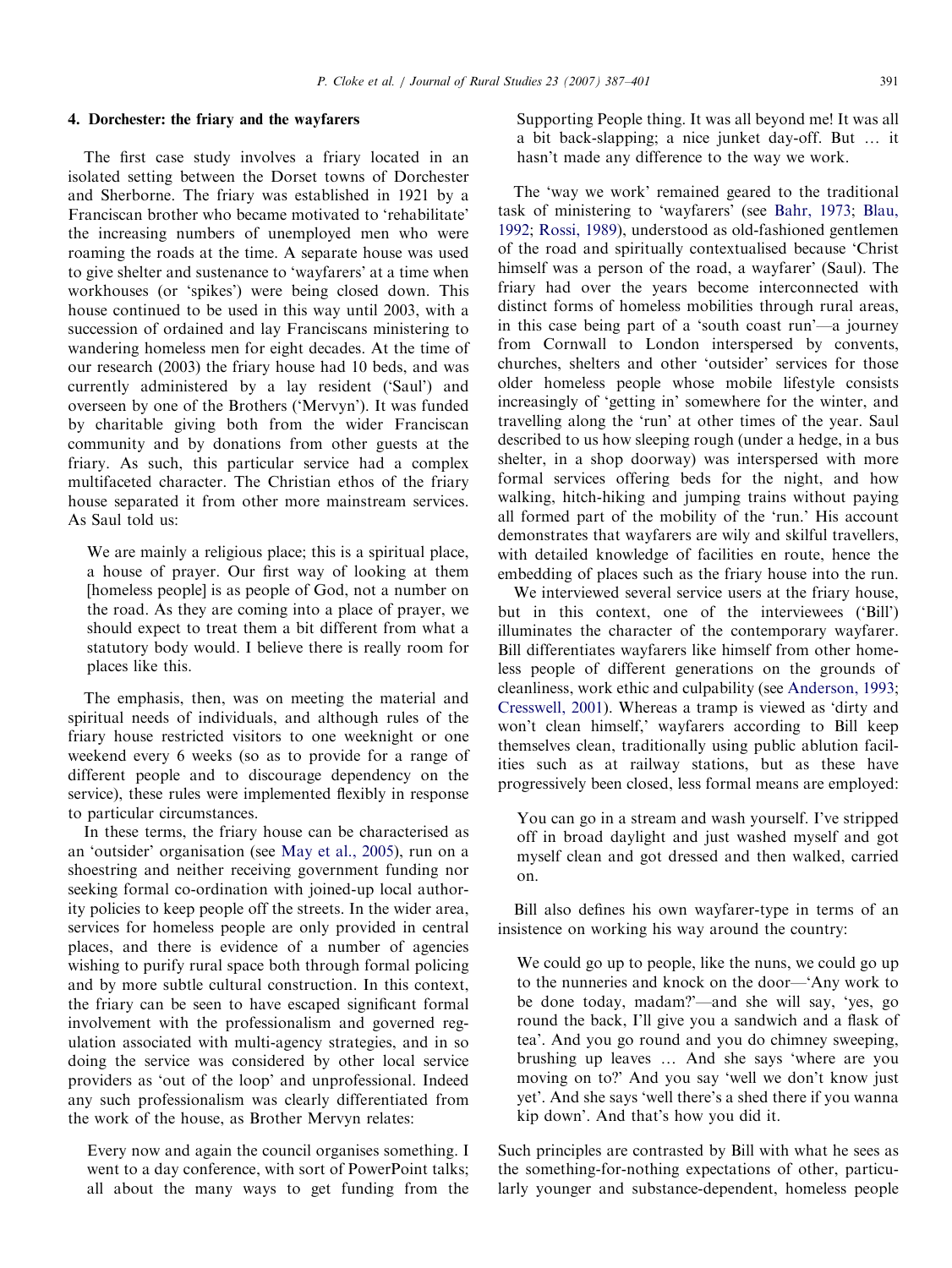## 4. Dorchester: the friary and the wayfarers

The first case study involves a friary located in an isolated setting between the Dorset towns of Dorchester and Sherborne. The friary was established in 1921 by a Franciscan brother who became motivated to 'rehabilitate' the increasing numbers of unemployed men who were roaming the roads at the time. A separate house was used to give shelter and sustenance to 'wayfarers' at a time when workhouses (or 'spikes') were being closed down. This house continued to be used in this way until 2003, with a succession of ordained and lay Franciscans ministering to wandering homeless men for eight decades. At the time of our research (2003) the friary house had 10 beds, and was currently administered by a lay resident ('Saul') and overseen by one of the Brothers ('Mervyn'). It was funded by charitable giving both from the wider Franciscan community and by donations from other guests at the friary. As such, this particular service had a complex multifaceted character. The Christian ethos of the friary house separated it from other more mainstream services. As Saul told us:

> We are mainly a religious place; this is a spiritual place, a house of prayer. Our first way of looking at them [homeless people] is as people of God, not a number on the road. As they are coming into a place of prayer, we should expect to treat them a bit different from what a statutory body would. I believe there is really room for places like this.

The emphasis, then, was on meeting the material and spiritual needs of individuals, and although rules of the friary house restricted visitors to one weeknight or one weekend every 6 weeks (so as to provide for a range of different people and to discourage dependency on the service), these rules were implemented flexibly in response to particular circumstances.

In these terms, the friary house can be characterised as an 'outsider' organisation (see May et al., 2005), run on a shoestring and neither receiving government funding nor seeking formal co-ordination with joined-up local authority policies to keep people off the streets. In the wider area, services for homeless people are only provided in central places, and there is evidence of a number of agencies wishing to purify rural space both through formal policing and by more subtle cultural construction. In this context, the friary can be seen to have escaped significant formal involvement with the professionalism and governed regulation associated with multi-agency strategies, and in so doing the service was considered by other local service providers as 'out of the loop' and unprofessional. Indeed any such professionalism was clearly differentiated from the work of the house, as Brother Mervyn relates:

> Every now and again the council organises something. I went to a day conference, with sort of PowerPoint talks; all about the many ways to get funding from the Supporting People thing. It was all beyond me! It was all a bit back-slapping; a nice junket day-off. But … it hasn't made any difference to the way we work.

The 'way we work' remained geared to the traditional task of ministering to 'wayfarers' (see Bahr, 1973; Blau, 1992; Rossi, 1989), understood as old-fashioned gentlemen of the road and spiritually contextualised because 'Christ himself was a person of the road, a wayfarer' (Saul). The friary had over the years become interconnected with distinct forms of homeless mobilities through rural areas, in this case being part of a 'south coast run'—a journey from Cornwall to London interspersed by convents, churches, shelters and other 'outsider' services for those older homeless people whose mobile lifestyle consists increasingly of 'getting in' somewhere for the winter, and travelling along the 'run' at other times of the year. Saul described to us how sleeping rough (under a hedge, in a bus shelter, in a shop doorway) was interspersed with more formal services offering beds for the night, and how walking, hitch-hiking and jumping trains without paying all formed part of the mobility of the 'run.' His account demonstrates that wayfarers are wily and skilful travellers, with detailed knowledge of facilities en route, hence the embedding of places such as the friary house into the run.

We interviewed several service users at the friary house, but in this context, one of the interviewees ('Bill') illuminates the character of the contemporary wayfarer. Bill differentiates wayfarers like himself from other homeless people of different generations on the grounds of cleanliness, work ethic and culpability (see Anderson, 1993; Cresswell, 2001). Whereas a tramp is viewed as 'dirty and won't clean himself,' wayfarers according to Bill keep themselves clean, traditionally using public ablution facilities such as at railway stations, but as these have progressively been closed, less formal means are employed:

> You can go in a stream and wash yourself. I've stripped off in broad daylight and just washed myself and got myself clean and got dressed and then walked, carried on.

Bill also defines his own wayfarer-type in terms of an insistence on working his way around the country:

> We could go up to people, like the nuns, we could go up to the nunneries and knock on the door—'Any work to be done today, madam?'—and she will say, 'yes, go round the back, I'll give you a sandwich and a flask of tea'. And you go round and you do chimney sweeping, brushing up leaves … And she says 'where are you moving on to?' And you say 'well we don't know just yet'. And she says 'well there's a shed there if you wanna kip down'. And that's how you did it.

Such principles are contrasted by Bill with what he sees as the something-for-nothing expectations of other, particularly younger and substance-dependent, homeless people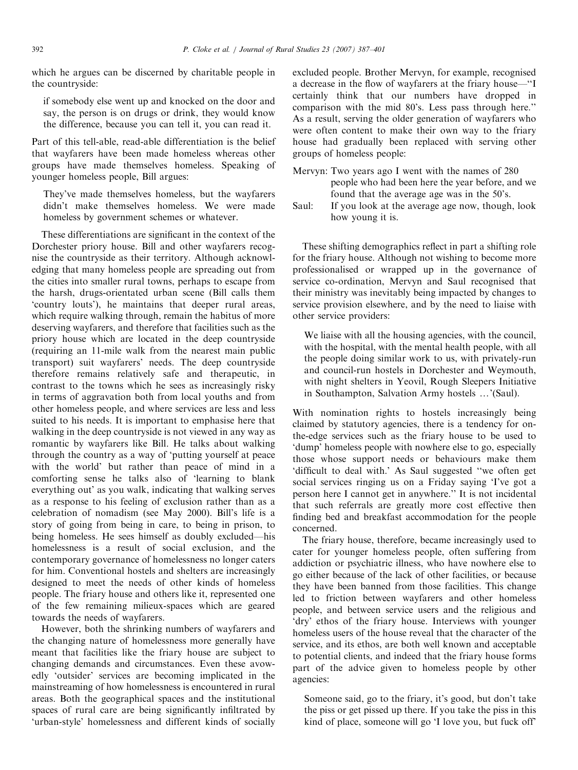which he argues can be discerned by charitable people in the countryside:

> if somebody else went up and knocked on the door and say, the person is on drugs or drink, they would know the difference, because you can tell it, you can read it.

Part of this tell-able, read-able differentiation is the belief that wayfarers have been made homeless whereas other groups have made themselves homeless. Speaking of younger homeless people, Bill argues:

> They've made themselves homeless, but the wayfarers didn't make themselves homeless. We were made homeless by government schemes or whatever.

These differentiations are significant in the context of the Dorchester priory house. Bill and other wayfarers recognise the countryside as their territory. Although acknowledging that many homeless people are spreading out from the cities into smaller rural towns, perhaps to escape from the harsh, drugs-orientated urban scene (Bill calls them 'country louts'), he maintains that deeper rural areas, which require walking through, remain the habitus of more deserving wayfarers, and therefore that facilities such as the priory house which are located in the deep countryside (requiring an 11-mile walk from the nearest main public transport) suit wayfarers' needs. The deep countryside therefore remains relatively safe and therapeutic, in contrast to the towns which he sees as increasingly risky in terms of aggravation both from local youths and from other homeless people, and where services are less and less suited to his needs. It is important to emphasise here that walking in the deep countryside is not viewed in any way as romantic by wayfarers like Bill. He talks about walking through the country as a way of 'putting yourself at peace with the world' but rather than peace of mind in a comforting sense he talks also of 'learning to blank everything out' as you walk, indicating that walking serves as a response to his feeling of exclusion rather than as a celebration of nomadism (see May 2000). Bill's life is a story of going from being in care, to being in prison, to being homeless. He sees himself as doubly excluded—his homelessness is a result of social exclusion, and the contemporary governance of homelessness no longer caters for him. Conventional hostels and shelters are increasingly designed to meet the needs of other kinds of homeless people. The friary house and others like it, represented one of the few remaining milieux-spaces which are geared towards the needs of wayfarers.

However, both the shrinking numbers of wayfarers and the changing nature of homelessness more generally have meant that facilities like the friary house are subject to changing demands and circumstances. Even these avowedly 'outsider' services are becoming implicated in the mainstreaming of how homelessness is encountered in rural areas. Both the geographical spaces and the institutional spaces of rural care are being significantly infiltrated by 'urban-style' homelessness and different kinds of socially excluded people. Brother Mervyn, for example, recognised a decrease in the flow of wayfarers at the friary house—"I certainly think that our numbers have dropped in comparison with the mid 80's. Less pass through here." As a result, serving the older generation of wayfarers who were often content to make their own way to the friary house had gradually been replaced with serving other groups of homeless people:

> Mervyn: Two years ago I went with the names of 280 people who had been here the year before, and we found that the average age was in the 50's.
>
> Saul: If you look at the average age now, though, look how young it is.

These shifting demographics reflect in part a shifting role for the friary house. Although not wishing to become more professionalised or wrapped up in the governance of service co-ordination, Mervyn and Saul recognised that their ministry was inevitably being impacted by changes to service provision elsewhere, and by the need to liaise with other service providers:

> We liaise with all the housing agencies, with the council, with the hospital, with the mental health people, with all the people doing similar work to us, with privately-run and council-run hostels in Dorchester and Weymouth, with night shelters in Yeovil, Rough Sleepers Initiative in Southampton, Salvation Army hostels …'(Saul).

With nomination rights to hostels increasingly being claimed by statutory agencies, there is a tendency for on-the-edge services such as the friary house to be used to 'dump' homeless people with nowhere else to go, especially those whose support needs or behaviours make them 'difficult to deal with.' As Saul suggested "we often get social services ringing us on a Friday saying 'I've got a person here I cannot get in anywhere." It is not incidental that such referrals are greatly more cost effective then finding bed and breakfast accommodation for the people concerned.

The friary house, therefore, became increasingly used to cater for younger homeless people, often suffering from addiction or psychiatric illness, who have nowhere else to go either because of the lack of other facilities, or because they have been banned from those facilities. This change led to friction between wayfarers and other homeless people, and between service users and the religious and 'dry' ethos of the friary house. Interviews with younger homeless users of the house reveal that the character of the service, and its ethos, are both well known and acceptable to potential clients, and indeed that the friary house forms part of the advice given to homeless people by other agencies:

> Someone said, go to the friary, it's good, but don't take the piss or get pissed up there. If you take the piss in this kind of place, someone will go 'I love you, but fuck off'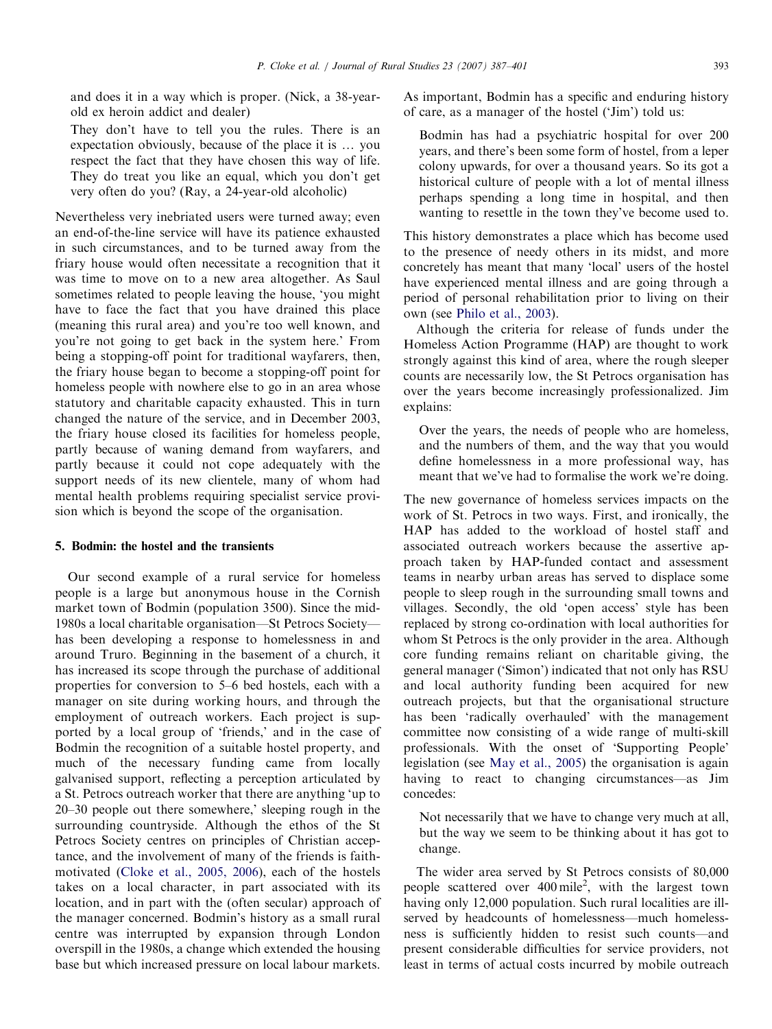and does it in a way which is proper. (Nick, a 38-year-old ex heroin addict and dealer)

> They don't have to tell you the rules. There is an expectation obviously, because of the place it is … you respect the fact that they have chosen this way of life. They do treat you like an equal, which you don't get very often do you? (Ray, a 24-year-old alcoholic)

Nevertheless very inebriated users were turned away; even an end-of-the-line service will have its patience exhausted in such circumstances, and to be turned away from the friary house would often necessitate a recognition that it was time to move on to a new area altogether. As Saul sometimes related to people leaving the house, 'you might have to face the fact that you have drained this place (meaning this rural area) and you're too well known, and you're not going to get back in the system here.' From being a stopping-off point for traditional wayfarers, then, the friary house began to become a stopping-off point for homeless people with nowhere else to go in an area whose statutory and charitable capacity exhausted. This in turn changed the nature of the service, and in December 2003, the friary house closed its facilities for homeless people, partly because of waning demand from wayfarers, and partly because it could not cope adequately with the support needs of its new clientele, many of whom had mental health problems requiring specialist service provision which is beyond the scope of the organisation.

## 5. Bodmin: the hostel and the transients

Our second example of a rural service for homeless people is a large but anonymous house in the Cornish market town of Bodmin (population 3500). Since the mid-1980s a local charitable organisation—St Petrocs Society—has been developing a response to homelessness in and around Truro. Beginning in the basement of a church, it has increased its scope through the purchase of additional properties for conversion to 5–6 bed hostels, each with a manager on site during working hours, and through the employment of outreach workers. Each project is supported by a local group of 'friends,' and in the case of Bodmin the recognition of a suitable hostel property, and much of the necessary funding came from locally galvanised support, reflecting a perception articulated by a St. Petrocs outreach worker that there are anything 'up to 20–30 people out there somewhere,' sleeping rough in the surrounding countryside. Although the ethos of the St Petrocs Society centres on principles of Christian acceptance, and the involvement of many of the friends is faith-motivated (Cloke et al., 2005, 2006), each of the hostels takes on a local character, in part associated with its location, and in part with the (often secular) approach of the manager concerned. Bodmin's history as a small rural centre was interrupted by expansion through London overspill in the 1980s, a change which extended the housing base but which increased pressure on local labour markets. As important, Bodmin has a specific and enduring history of care, as a manager of the hostel ('Jim') told us:

> Bodmin has had a psychiatric hospital for over 200 years, and there's been some form of hostel, from a leper colony upwards, for over a thousand years. So its got a historical culture of people with a lot of mental illness perhaps spending a long time in hospital, and then wanting to resettle in the town they've become used to.

This history demonstrates a place which has become used to the presence of needy others in its midst, and more concretely has meant that many 'local' users of the hostel have experienced mental illness and are going through a period of personal rehabilitation prior to living on their own (see Philo et al., 2003).

Although the criteria for release of funds under the Homeless Action Programme (HAP) are thought to work strongly against this kind of area, where the rough sleeper counts are necessarily low, the St Petrocs organisation has over the years become increasingly professionalized. Jim explains:

> Over the years, the needs of people who are homeless, and the numbers of them, and the way that you would define homelessness in a more professional way, has meant that we've had to formalise the work we're doing.

The new governance of homeless services impacts on the work of St. Petrocs in two ways. First, and ironically, the HAP has added to the workload of hostel staff and associated outreach workers because the assertive approach taken by HAP-funded contact and assessment teams in nearby urban areas has served to displace some people to sleep rough in the surrounding small towns and villages. Secondly, the old 'open access' style has been replaced by strong co-ordination with local authorities for whom St Petrocs is the only provider in the area. Although core funding remains reliant on charitable giving, the general manager ('Simon') indicated that not only has RSU and local authority funding been acquired for new outreach projects, but that the organisational structure has been 'radically overhauled' with the management committee now consisting of a wide range of multi-skill professionals. With the onset of 'Supporting People' legislation (see May et al., 2005) the organisation is again having to react to changing circumstances—as Jim concedes:

> Not necessarily that we have to change very much at all, but the way we seem to be thinking about it has got to change.

The wider area served by St Petrocs consists of 80,000 people scattered over 400 mile$^2$, with the largest town having only 12,000 population. Such rural localities are ill-served by headcounts of homelessness—much homelessness is sufficiently hidden to resist such counts—and present considerable difficulties for service providers, not least in terms of actual costs incurred by mobile outreach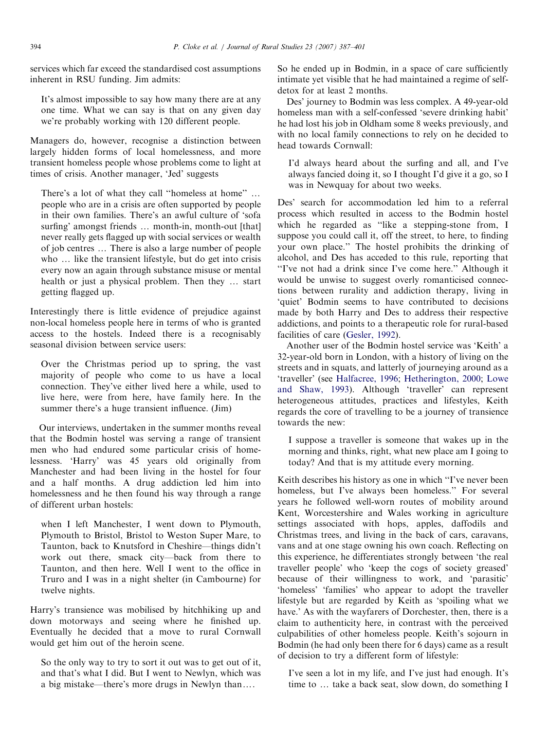services which far exceed the standardised cost assumptions inherent in RSU funding. Jim admits:

> It's almost impossible to say how many there are at any one time. What we can say is that on any given day we're probably working with 120 different people.

Managers do, however, recognise a distinction between largely hidden forms of local homelessness, and more transient homeless people whose problems come to light at times of crisis. Another manager, 'Jed' suggests

> There's a lot of what they call "homeless at home" … people who are in a crisis are often supported by people in their own families. There's an awful culture of 'sofa surfing' amongst friends … month-in, month-out [that] never really gets flagged up with social services or wealth of job centres … There is also a large number of people who … like the transient lifestyle, but do get into crisis every now an again through substance misuse or mental health or just a physical problem. Then they … start getting flagged up.

Interestingly there is little evidence of prejudice against non-local homeless people here in terms of who is granted access to the hostels. Indeed there is a recognisably seasonal division between service users:

> Over the Christmas period up to spring, the vast majority of people who come to us have a local connection. They've either lived here a while, used to live here, were from here, have family here. In the summer there's a huge transient influence. (Jim)

Our interviews, undertaken in the summer months reveal that the Bodmin hostel was serving a range of transient men who had endured some particular crisis of homelessness. 'Harry' was 45 years old originally from Manchester and had been living in the hostel for four and a half months. A drug addiction led him into homelessness and he then found his way through a range of different urban hostels:

> when I left Manchester, I went down to Plymouth, Plymouth to Bristol, Bristol to Weston Super Mare, to Taunton, back to Knutsford in Cheshire—things didn't work out there, smack city—back from there to Taunton, and then here. Well I went to the office in Truro and I was in a night shelter (in Cambourne) for twelve nights.

Harry's transience was mobilised by hitchhiking up and down motorways and seeing where he finished up. Eventually he decided that a move to rural Cornwall would get him out of the heroin scene.

> So the only way to try to sort it out was to get out of it, and that's what I did. But I went to Newlyn, which was a big mistake—there's more drugs in Newlyn than….

So he ended up in Bodmin, in a space of care sufficiently intimate yet visible that he had maintained a regime of self-detox for at least 2 months.

Des' journey to Bodmin was less complex. A 49-year-old homeless man with a self-confessed 'severe drinking habit' he had lost his job in Oldham some 8 weeks previously, and with no local family connections to rely on he decided to head towards Cornwall:

> I'd always heard about the surfing and all, and I've always fancied doing it, so I thought I'd give it a go, so I was in Newquay for about two weeks.

Des' search for accommodation led him to a referral process which resulted in access to the Bodmin hostel which he regarded as "like a stepping-stone from, I suppose you could call it, off the street, to here, to finding your own place." The hostel prohibits the drinking of alcohol, and Des has acceded to this rule, reporting that "I've not had a drink since I've come here." Although it would be unwise to suggest overly romanticised connections between rurality and addiction therapy, living in 'quiet' Bodmin seems to have contributed to decisions made by both Harry and Des to address their respective addictions, and points to a therapeutic role for rural-based facilities of care (Gesler, 1992).

Another user of the Bodmin hostel service was 'Keith' a 32-year-old born in London, with a history of living on the streets and in squats, and latterly of journeying around as a 'traveller' (see Halfacree, 1996; Hetherington, 2000; Lowe and Shaw, 1993). Although 'traveller' can represent heterogeneous attitudes, practices and lifestyles, Keith regards the core of travelling to be a journey of transience towards the new:

> I suppose a traveller is someone that wakes up in the morning and thinks, right, what new place am I going to today? And that is my attitude every morning.

Keith describes his history as one in which "I've never been homeless, but I've always been homeless." For several years he followed well-worn routes of mobility around Kent, Worcestershire and Wales working in agriculture settings associated with hops, apples, daffodils and Christmas trees, and living in the back of cars, caravans, vans and at one stage owning his own coach. Reflecting on this experience, he differentiates strongly between 'the real traveller people' who 'keep the cogs of society greased' because of their willingness to work, and 'parasitic' 'homeless' 'families' who appear to adopt the traveller lifestyle but are regarded by Keith as 'spoiling what we have.' As with the wayfarers of Dorchester, then, there is a claim to authenticity here, in contrast with the perceived culpabilities of other homeless people. Keith's sojourn in Bodmin (he had only been there for 6 days) came as a result of decision to try a different form of lifestyle:

> I've seen a lot in my life, and I've just had enough. It's time to … take a back seat, slow down, do something I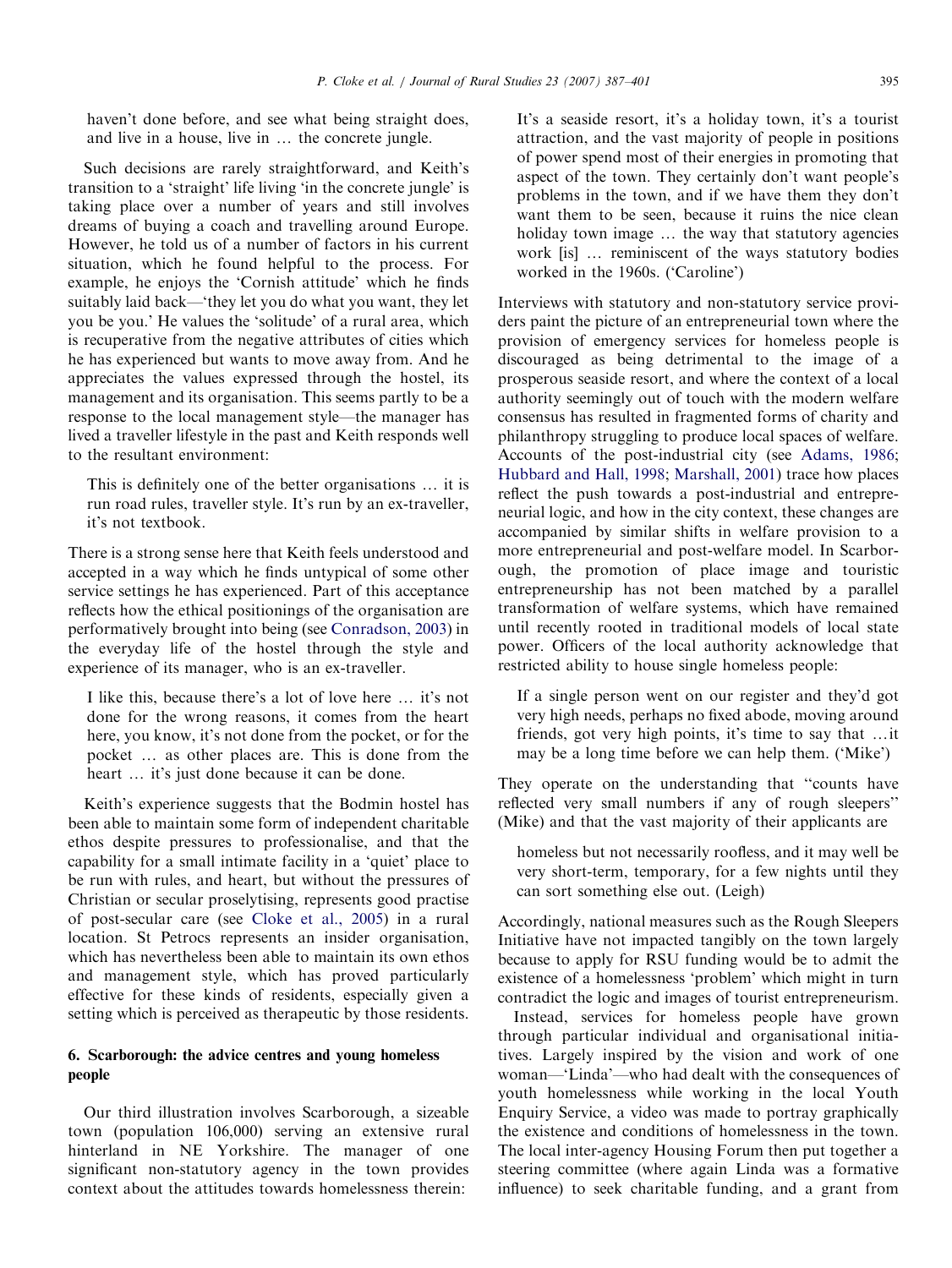haven't done before, and see what being straight does, and live in a house, live in … the concrete jungle.

Such decisions are rarely straightforward, and Keith's transition to a 'straight' life living 'in the concrete jungle' is taking place over a number of years and still involves dreams of buying a coach and travelling around Europe. However, he told us of a number of factors in his current situation, which he found helpful to the process. For example, he enjoys the 'Cornish attitude' which he finds suitably laid back—'they let you do what you want, they let you be you.' He values the 'solitude' of a rural area, which is recuperative from the negative attributes of cities which he has experienced but wants to move away from. And he appreciates the values expressed through the hostel, its management and its organisation. This seems partly to be a response to the local management style—the manager has lived a traveller lifestyle in the past and Keith responds well to the resultant environment:

> This is definitely one of the better organisations … it is run road rules, traveller style. It's run by an ex-traveller, it's not textbook.

There is a strong sense here that Keith feels understood and accepted in a way which he finds untypical of some other service settings he has experienced. Part of this acceptance reflects how the ethical positionings of the organisation are performatively brought into being (see Conradson, 2003) in the everyday life of the hostel through the style and experience of its manager, who is an ex-traveller.

> I like this, because there's a lot of love here … it's not done for the wrong reasons, it comes from the heart here, you know, it's not done from the pocket, or for the pocket … as other places are. This is done from the heart … it's just done because it can be done.

Keith's experience suggests that the Bodmin hostel has been able to maintain some form of independent charitable ethos despite pressures to professionalise, and that the capability for a small intimate facility in a 'quiet' place to be run with rules, and heart, but without the pressures of Christian or secular proselytising, represents good practise of post-secular care (see Cloke et al., 2005) in a rural location. St Petrocs represents an insider organisation, which has nevertheless been able to maintain its own ethos and management style, which has proved particularly effective for these kinds of residents, especially given a setting which is perceived as therapeutic by those residents.

## 6. Scarborough: the advice centres and young homeless people

Our third illustration involves Scarborough, a sizeable town (population 106,000) serving an extensive rural hinterland in NE Yorkshire. The manager of one significant non-statutory agency in the town provides context about the attitudes towards homelessness therein:

> It's a seaside resort, it's a holiday town, it's a tourist attraction, and the vast majority of people in positions of power spend most of their energies in promoting that aspect of the town. They certainly don't want people's problems in the town, and if we have them they don't want them to be seen, because it ruins the nice clean holiday town image … the way that statutory agencies work [is] … reminiscent of the ways statutory bodies worked in the 1960s. ('Caroline')

Interviews with statutory and non-statutory service providers paint the picture of an entrepreneurial town where the provision of emergency services for homeless people is discouraged as being detrimental to the image of a prosperous seaside resort, and where the context of a local authority seemingly out of touch with the modern welfare consensus has resulted in fragmented forms of charity and philanthropy struggling to produce local spaces of welfare. Accounts of the post-industrial city (see Adams, 1986; Hubbard and Hall, 1998; Marshall, 2001) trace how places reflect the push towards a post-industrial and entrepreneurial logic, and how in the city context, these changes are accompanied by similar shifts in welfare provision to a more entrepreneurial and post-welfare model. In Scarborough, the promotion of place image and touristic entrepreneurship has not been matched by a parallel transformation of welfare systems, which have remained until recently rooted in traditional models of local state power. Officers of the local authority acknowledge that restricted ability to house single homeless people:

> If a single person went on our register and they'd got very high needs, perhaps no fixed abode, moving around friends, got very high points, it's time to say that …it may be a long time before we can help them. ('Mike')

They operate on the understanding that "counts have reflected very small numbers if any of rough sleepers" (Mike) and that the vast majority of their applicants are

> homeless but not necessarily roofless, and it may well be very short-term, temporary, for a few nights until they can sort something else out. (Leigh)

Accordingly, national measures such as the Rough Sleepers Initiative have not impacted tangibly on the town largely because to apply for RSU funding would be to admit the existence of a homelessness 'problem' which might in turn contradict the logic and images of tourist entrepreneurism.

Instead, services for homeless people have grown through particular individual and organisational initiatives. Largely inspired by the vision and work of one woman—'Linda'—who had dealt with the consequences of youth homelessness while working in the local Youth Enquiry Service, a video was made to portray graphically the existence and conditions of homelessness in the town. The local inter-agency Housing Forum then put together a steering committee (where again Linda was a formative influence) to seek charitable funding, and a grant from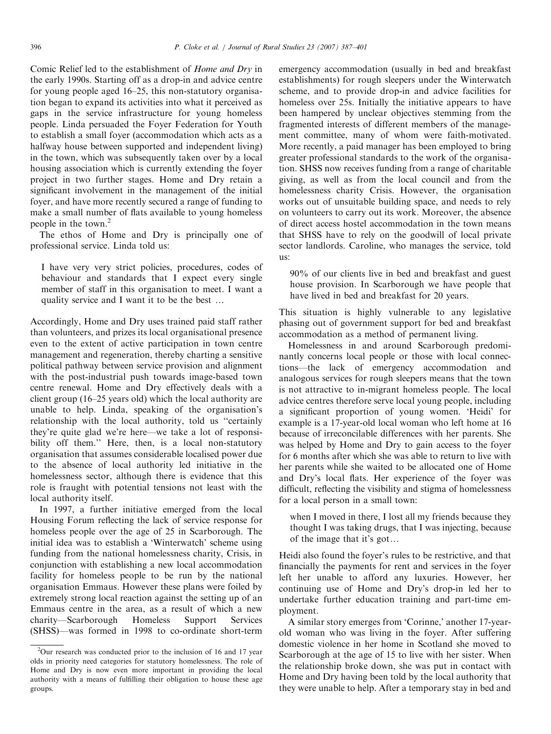Comic Relief led to the establishment of *Home and Dry* in the early 1990s. Starting off as a drop-in and advice centre for young people aged 16–25, this non-statutory organisation began to expand its activities into what it perceived as gaps in the service infrastructure for young homeless people. Linda persuaded the Foyer Federation for Youth to establish a small foyer (accommodation which acts as a halfway house between supported and independent living) in the town, which was subsequently taken over by a local housing association which is currently extending the foyer project in two further stages. Home and Dry retain a significant involvement in the management of the initial foyer, and have more recently secured a range of funding to make a small number of flats available to young homeless people in the town.[2]

The ethos of Home and Dry is principally one of professional service. Linda told us:

> I have very very strict policies, procedures, codes of behaviour and standards that I expect every single member of staff in this organisation to meet. I want a quality service and I want it to be the best …

Accordingly, Home and Dry uses trained paid staff rather than volunteers, and prizes its local organisational presence even to the extent of active participation in town centre management and regeneration, thereby charting a sensitive political pathway between service provision and alignment with the post-industrial push towards image-based town centre renewal. Home and Dry effectively deals with a client group (16–25 years old) which the local authority are unable to help. Linda, speaking of the organisation's relationship with the local authority, told us "certainly they're quite glad we're here—we take a lot of responsibility off them." Here, then, is a local non-statutory organisation that assumes considerable localised power due to the absence of local authority led initiative in the homelessness sector, although there is evidence that this role is fraught with potential tensions not least with the local authority itself.

In 1997, a further initiative emerged from the local Housing Forum reflecting the lack of service response for homeless people over the age of 25 in Scarborough. The initial idea was to establish a 'Winterwatch' scheme using funding from the national homelessness charity, Crisis, in conjunction with establishing a new local accommodation facility for homeless people to be run by the national organisation Emmaus. However these plans were foiled by extremely strong local reaction against the setting up of an Emmaus centre in the area, as a result of which a new charity—Scarborough Homeless Support Services (SHSS)—was formed in 1998 to co-ordinate short-term emergency accommodation (usually in bed and breakfast establishments) for rough sleepers under the Winterwatch scheme, and to provide drop-in and advice facilities for homeless over 25s. Initially the initiative appears to have been hampered by unclear objectives stemming from the fragmented interests of different members of the management committee, many of whom were faith-motivated. More recently, a paid manager has been employed to bring greater professional standards to the work of the organisation. SHSS now receives funding from a range of charitable giving, as well as from the local council and from the homelessness charity Crisis. However, the organisation works out of unsuitable building space, and needs to rely on volunteers to carry out its work. Moreover, the absence of direct access hostel accommodation in the town means that SHSS have to rely on the goodwill of local private sector landlords. Caroline, who manages the service, told us:

> 90% of our clients live in bed and breakfast and guest house provision. In Scarborough we have people that have lived in bed and breakfast for 20 years.

This situation is highly vulnerable to any legislative phasing out of government support for bed and breakfast accommodation as a method of permanent living.

Homelessness in and around Scarborough predominantly concerns local people or those with local connections—the lack of emergency accommodation and analogous services for rough sleepers means that the town is not attractive to in-migrant homeless people. The local advice centres therefore serve local young people, including a significant proportion of young women. 'Heidi' for example is a 17-year-old local woman who left home at 16 because of irreconcilable differences with her parents. She was helped by Home and Dry to gain access to the foyer for 6 months after which she was able to return to live with her parents while she waited to be allocated one of Home and Dry's local flats. Her experience of the foyer was difficult, reflecting the visibility and stigma of homelessness for a local person in a small town:

> when I moved in there, I lost all my friends because they thought I was taking drugs, that I was injecting, because of the image that it's got…

Heidi also found the foyer's rules to be restrictive, and that financially the payments for rent and services in the foyer left her unable to afford any luxuries. However, her continuing use of Home and Dry's drop-in led her to undertake further education training and part-time employment.

A similar story emerges from 'Corinne,' another 17-year-old woman who was living in the foyer. After suffering domestic violence in her home in Scotland she moved to Scarborough at the age of 15 to live with her sister. When the relationship broke down, she was put in contact with Home and Dry having been told by the local authority that they were unable to help. After a temporary stay in bed and

---

[2] Our research was conducted prior to the inclusion of 16 and 17 year olds in priority need categories for statutory homelessness. The role of Home and Dry is now even more important in providing the local authority with a means of fulfilling their obligation to house these age groups.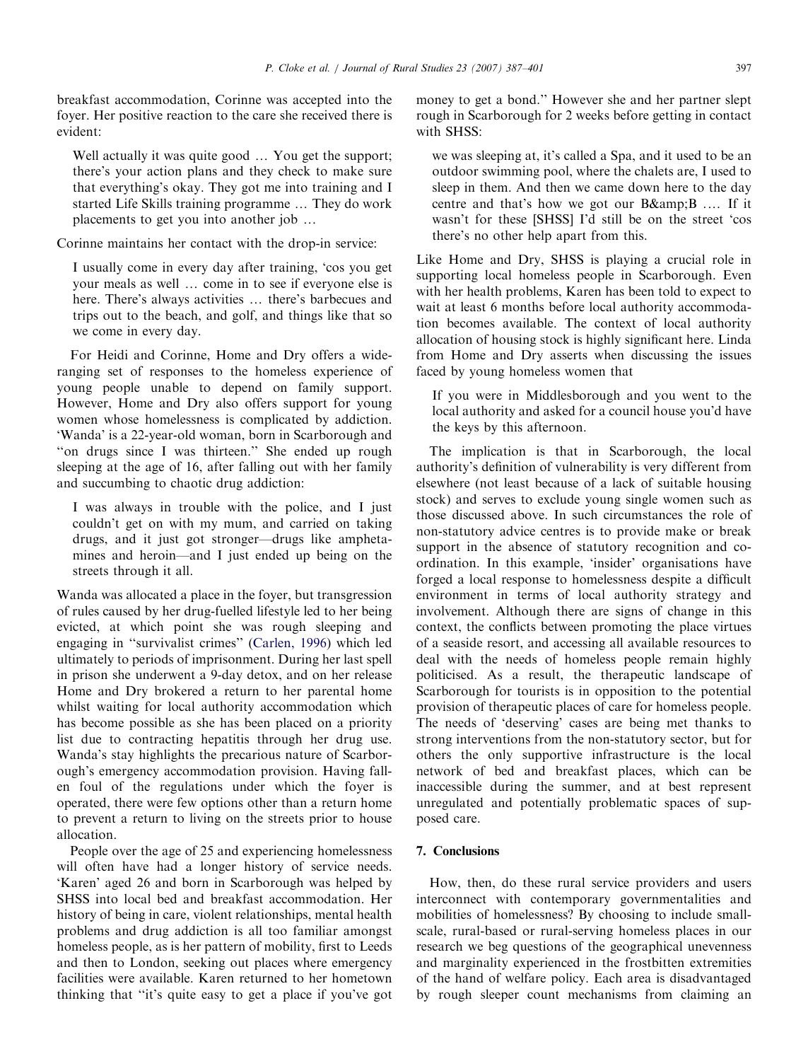breakfast accommodation, Corinne was accepted into the foyer. Her positive reaction to the care she received there is evident:

> Well actually it was quite good … You get the support; there's your action plans and they check to make sure that everything's okay. They got me into training and I started Life Skills training programme … They do work placements to get you into another job …

Corinne maintains her contact with the drop-in service:

> I usually come in every day after training, 'cos you get your meals as well … come in to see if everyone else is here. There's always activities … there's barbecues and trips out to the beach, and golf, and things like that so we come in every day.

For Heidi and Corinne, Home and Dry offers a wide-ranging set of responses to the homeless experience of young people unable to depend on family support. However, Home and Dry also offers support for young women whose homelessness is complicated by addiction. 'Wanda' is a 22-year-old woman, born in Scarborough and "on drugs since I was thirteen." She ended up rough sleeping at the age of 16, after falling out with her family and succumbing to chaotic drug addiction:

> I was always in trouble with the police, and I just couldn't get on with my mum, and carried on taking drugs, and it just got stronger—drugs like amphetamines and heroin—and I just ended up being on the streets through it all.

Wanda was allocated a place in the foyer, but transgression of rules caused by her drug-fuelled lifestyle led to her being evicted, at which point she was rough sleeping and engaging in "survivalist crimes" (Carlen, 1996) which led ultimately to periods of imprisonment. During her last spell in prison she underwent a 9-day detox, and on her release Home and Dry brokered a return to her parental home whilst waiting for local authority accommodation which has become possible as she has been placed on a priority list due to contracting hepatitis through her drug use. Wanda's stay highlights the precarious nature of Scarborough's emergency accommodation provision. Having fallen foul of the regulations under which the foyer is operated, there were few options other than a return home to prevent a return to living on the streets prior to house allocation.

People over the age of 25 and experiencing homelessness will often have had a longer history of service needs. 'Karen' aged 26 and born in Scarborough was helped by SHSS into local bed and breakfast accommodation. Her history of being in care, violent relationships, mental health problems and drug addiction is all too familiar amongst homeless people, as is her pattern of mobility, first to Leeds and then to London, seeking out places where emergency facilities were available. Karen returned to her hometown thinking that "it's quite easy to get a place if you've got money to get a bond." However she and her partner slept rough in Scarborough for 2 weeks before getting in contact with SHSS:

> we was sleeping at, it's called a Spa, and it used to be an outdoor swimming pool, where the chalets are, I used to sleep in them. And then we came down here to the day centre and that's how we got our B&amp;B …. If it wasn't for these [SHSS] I'd still be on the street 'cos there's no other help apart from this.

Like Home and Dry, SHSS is playing a crucial role in supporting local homeless people in Scarborough. Even with her health problems, Karen has been told to expect to wait at least 6 months before local authority accommodation becomes available. The context of local authority allocation of housing stock is highly significant here. Linda from Home and Dry asserts when discussing the issues faced by young homeless women that

> If you were in Middlesborough and you went to the local authority and asked for a council house you'd have the keys by this afternoon.

The implication is that in Scarborough, the local authority's definition of vulnerability is very different from elsewhere (not least because of a lack of suitable housing stock) and serves to exclude young single women such as those discussed above. In such circumstances the role of non-statutory advice centres is to provide make or break support in the absence of statutory recognition and co-ordination. In this example, 'insider' organisations have forged a local response to homelessness despite a difficult environment in terms of local authority strategy and involvement. Although there are signs of change in this context, the conflicts between promoting the place virtues of a seaside resort, and accessing all available resources to deal with the needs of homeless people remain highly politicised. As a result, the therapeutic landscape of Scarborough for tourists is in opposition to the potential provision of therapeutic places of care for homeless people. The needs of 'deserving' cases are being met thanks to strong interventions from the non-statutory sector, but for others the only supportive infrastructure is the local network of bed and breakfast places, which can be inaccessible during the summer, and at best represent unregulated and potentially problematic spaces of supposed care.

## 7. Conclusions

How, then, do these rural service providers and users interconnect with contemporary governmentalities and mobilities of homelessness? By choosing to include small-scale, rural-based or rural-serving homeless places in our research we beg questions of the geographical unevenness and marginality experienced in the frostbitten extremities of the hand of welfare policy. Each area is disadvantaged by rough sleeper count mechanisms from claiming an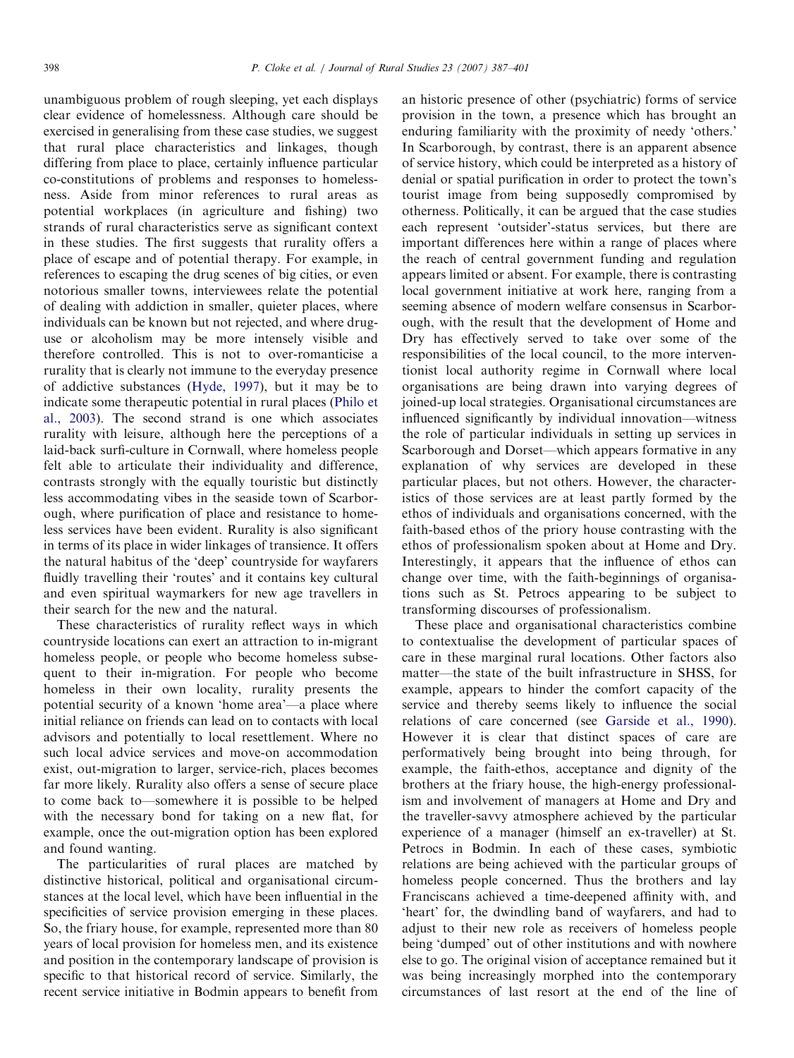unambiguous problem of rough sleeping, yet each displays clear evidence of homelessness. Although care should be exercised in generalising from these case studies, we suggest that rural place characteristics and linkages, though differing from place to place, certainly influence particular co-constitutions of problems and responses to homelessness. Aside from minor references to rural areas as potential workplaces (in agriculture and fishing) two strands of rural characteristics serve as significant context in these studies. The first suggests that rurality offers a place of escape and of potential therapy. For example, in references to escaping the drug scenes of big cities, or even notorious smaller towns, interviewees relate the potential of dealing with addiction in smaller, quieter places, where individuals can be known but not rejected, and where drug-use or alcoholism may be more intensely visible and therefore controlled. This is not to over-romanticise a rurality that is clearly not immune to the everyday presence of addictive substances (Hyde, 1997), but it may be to indicate some therapeutic potential in rural places (Philo et al., 2003). The second strand is one which associates rurality with leisure, although here the perceptions of a laid-back surfi-culture in Cornwall, where homeless people felt able to articulate their individuality and difference, contrasts strongly with the equally touristic but distinctly less accommodating vibes in the seaside town of Scarborough, where purification of place and resistance to homeless services have been evident. Rurality is also significant in terms of its place in wider linkages of transience. It offers the natural habitus of the 'deep' countryside for wayfarers fluidly travelling their 'routes' and it contains key cultural and even spiritual waymarkers for new age travellers in their search for the new and the natural.

These characteristics of rurality reflect ways in which countryside locations can exert an attraction to in-migrant homeless people, or people who become homeless subsequent to their in-migration. For people who become homeless in their own locality, rurality presents the potential security of a known 'home area'—a place where initial reliance on friends can lead on to contacts with local advisors and potentially to local resettlement. Where no such local advice services and move-on accommodation exist, out-migration to larger, service-rich, places becomes far more likely. Rurality also offers a sense of secure place to come back to—somewhere it is possible to be helped with the necessary bond for taking on a new flat, for example, once the out-migration option has been explored and found wanting.

The particularities of rural places are matched by distinctive historical, political and organisational circumstances at the local level, which have been influential in the specificities of service provision emerging in these places. So, the friary house, for example, represented more than 80 years of local provision for homeless men, and its existence and position in the contemporary landscape of provision is specific to that historical record of service. Similarly, the recent service initiative in Bodmin appears to benefit from an historic presence of other (psychiatric) forms of service provision in the town, a presence which has brought an enduring familiarity with the proximity of needy 'others.' In Scarborough, by contrast, there is an apparent absence of service history, which could be interpreted as a history of denial or spatial purification in order to protect the town's tourist image from being supposedly compromised by otherness. Politically, it can be argued that the case studies each represent 'outsider'-status services, but there are important differences here within a range of places where the reach of central government funding and regulation appears limited or absent. For example, there is contrasting local government initiative at work here, ranging from a seeming absence of modern welfare consensus in Scarborough, with the result that the development of Home and Dry has effectively served to take over some of the responsibilities of the local council, to the more interventionist local authority regime in Cornwall where local organisations are being drawn into varying degrees of joined-up local strategies. Organisational circumstances are influenced significantly by individual innovation—witness the role of particular individuals in setting up services in Scarborough and Dorset—which appears formative in any explanation of why services are developed in these particular places, but not others. However, the characteristics of those services are at least partly formed by the ethos of individuals and organisations concerned, with the faith-based ethos of the priory house contrasting with the ethos of professionalism spoken about at Home and Dry. Interestingly, it appears that the influence of ethos can change over time, with the faith-beginnings of organisations such as St. Petrocs appearing to be subject to transforming discourses of professionalism.

These place and organisational characteristics combine to contextualise the development of particular spaces of care in these marginal rural locations. Other factors also matter—the state of the built infrastructure in SHSS, for example, appears to hinder the comfort capacity of the service and thereby seems likely to influence the social relations of care concerned (see Garside et al., 1990). However it is clear that distinct spaces of care are performatively being brought into being through, for example, the faith-ethos, acceptance and dignity of the brothers at the friary house, the high-energy professionalism and involvement of managers at Home and Dry and the traveller-savvy atmosphere achieved by the particular experience of a manager (himself an ex-traveller) at St. Petrocs in Bodmin. In each of these cases, symbiotic relations are being achieved with the particular groups of homeless people concerned. Thus the brothers and lay Franciscans achieved a time-deepened affinity with, and 'heart' for, the dwindling band of wayfarers, and had to adjust to their new role as receivers of homeless people being 'dumped' out of other institutions and with nowhere else to go. The original vision of acceptance remained but it was being increasingly morphed into the contemporary circumstances of last resort at the end of the line of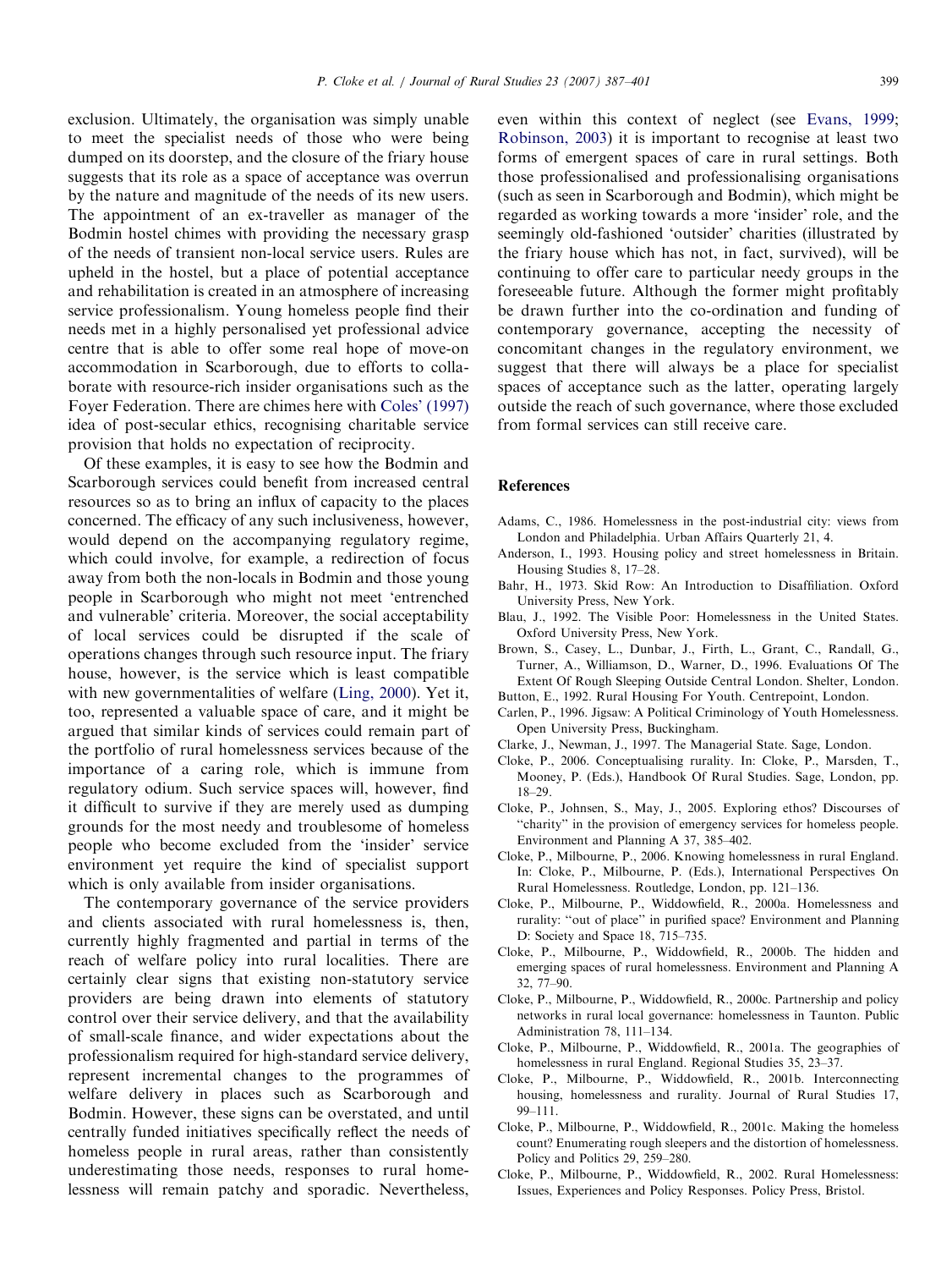exclusion. Ultimately, the organisation was simply unable to meet the specialist needs of those who were being dumped on its doorstep, and the closure of the friary house suggests that its role as a space of acceptance was overrun by the nature and magnitude of the needs of its new users. The appointment of an ex-traveller as manager of the Bodmin hostel chimes with providing the necessary grasp of the needs of transient non-local service users. Rules are upheld in the hostel, but a place of potential acceptance and rehabilitation is created in an atmosphere of increasing service professionalism. Young homeless people find their needs met in a highly personalised yet professional advice centre that is able to offer some real hope of move-on accommodation in Scarborough, due to efforts to collaborate with resource-rich insider organisations such as the Foyer Federation. There are chimes here with Coles' (1997) idea of post-secular ethics, recognising charitable service provision that holds no expectation of reciprocity.

Of these examples, it is easy to see how the Bodmin and Scarborough services could benefit from increased central resources so as to bring an influx of capacity to the places concerned. The efficacy of any such inclusiveness, however, would depend on the accompanying regulatory regime, which could involve, for example, a redirection of focus away from both the non-locals in Bodmin and those young people in Scarborough who might not meet 'entrenched and vulnerable' criteria. Moreover, the social acceptability of local services could be disrupted if the scale of operations changes through such resource input. The friary house, however, is the service which is least compatible with new governmentalities of welfare (Ling, 2000). Yet it, too, represented a valuable space of care, and it might be argued that similar kinds of services could remain part of the portfolio of rural homelessness services because of the importance of a caring role, which is immune from regulatory odium. Such service spaces will, however, find it difficult to survive if they are merely used as dumping grounds for the most needy and troublesome of homeless people who become excluded from the 'insider' service environment yet require the kind of specialist support which is only available from insider organisations.

The contemporary governance of the service providers and clients associated with rural homelessness is, then, currently highly fragmented and partial in terms of the reach of welfare policy into rural localities. There are certainly clear signs that existing non-statutory service providers are being drawn into elements of statutory control over their service delivery, and that the availability of small-scale finance, and wider expectations about the professionalism required for high-standard service delivery, represent incremental changes to the programmes of welfare delivery in places such as Scarborough and Bodmin. However, these signs can be overstated, and until centrally funded initiatives specifically reflect the needs of homeless people in rural areas, rather than consistently underestimating those needs, responses to rural homelessness will remain patchy and sporadic. Nevertheless, even within this context of neglect (see Evans, 1999; Robinson, 2003) it is important to recognise at least two forms of emergent spaces of care in rural settings. Both those professionalised and professionalising organisations (such as seen in Scarborough and Bodmin), which might be regarded as working towards a more 'insider' role, and the seemingly old-fashioned 'outsider' charities (illustrated by the friary house which has not, in fact, survived), will be continuing to offer care to particular needy groups in the foreseeable future. Although the former might profitably be drawn further into the co-ordination and funding of contemporary governance, accepting the necessity of concomitant changes in the regulatory environment, we suggest that there will always be a place for specialist spaces of acceptance such as the latter, operating largely outside the reach of such governance, where those excluded from formal services can still receive care.

## References

Adams, C., 1986. Homelessness in the post-industrial city: views from London and Philadelphia. Urban Affairs Quarterly 21, 4.

Anderson, I., 1993. Housing policy and street homelessness in Britain. Housing Studies 8, 17–28.

Bahr, H., 1973. Skid Row: An Introduction to Disaffiliation. Oxford University Press, New York.

Blau, J., 1992. The Visible Poor: Homelessness in the United States. Oxford University Press, New York.

Brown, S., Casey, L., Dunbar, J., Firth, L., Grant, C., Randall, G., Turner, A., Williamson, D., Warner, D., 1996. Evaluations Of The Extent Of Rough Sleeping Outside Central London. Shelter, London.

Button, E., 1992. Rural Housing For Youth. Centrepoint, London.

Carlen, P., 1996. Jigsaw: A Political Criminology of Youth Homelessness. Open University Press, Buckingham.

Clarke, J., Newman, J., 1997. The Managerial State. Sage, London.

Cloke, P., 2006. Conceptualising rurality. In: Cloke, P., Marsden, T., Mooney, P. (Eds.), Handbook Of Rural Studies. Sage, London, pp. 18–29.

Cloke, P., Johnsen, S., May, J., 2005. Exploring ethos? Discourses of "charity" in the provision of emergency services for homeless people. Environment and Planning A 37, 385–402.

Cloke, P., Milbourne, P., 2006. Knowing homelessness in rural England. In: Cloke, P., Milbourne, P. (Eds.), International Perspectives On Rural Homelessness. Routledge, London, pp. 121–136.

Cloke, P., Milbourne, P., Widdowfield, R., 2000a. Homelessness and rurality: "out of place" in purified space? Environment and Planning D: Society and Space 18, 715–735.

Cloke, P., Milbourne, P., Widdowfield, R., 2000b. The hidden and emerging spaces of rural homelessness. Environment and Planning A 32, 77–90.

Cloke, P., Milbourne, P., Widdowfield, R., 2000c. Partnership and policy networks in rural local governance: homelessness in Taunton. Public Administration 78, 111–134.

Cloke, P., Milbourne, P., Widdowfield, R., 2001a. The geographies of homelessness in rural England. Regional Studies 35, 23–37.

Cloke, P., Milbourne, P., Widdowfield, R., 2001b. Interconnecting housing, homelessness and rurality. Journal of Rural Studies 17, 99–111.

Cloke, P., Milbourne, P., Widdowfield, R., 2001c. Making the homeless count? Enumerating rough sleepers and the distortion of homelessness. Policy and Politics 29, 259–280.

Cloke, P., Milbourne, P., Widdowfield, R., 2002. Rural Homelessness: Issues, Experiences and Policy Responses. Policy Press, Bristol.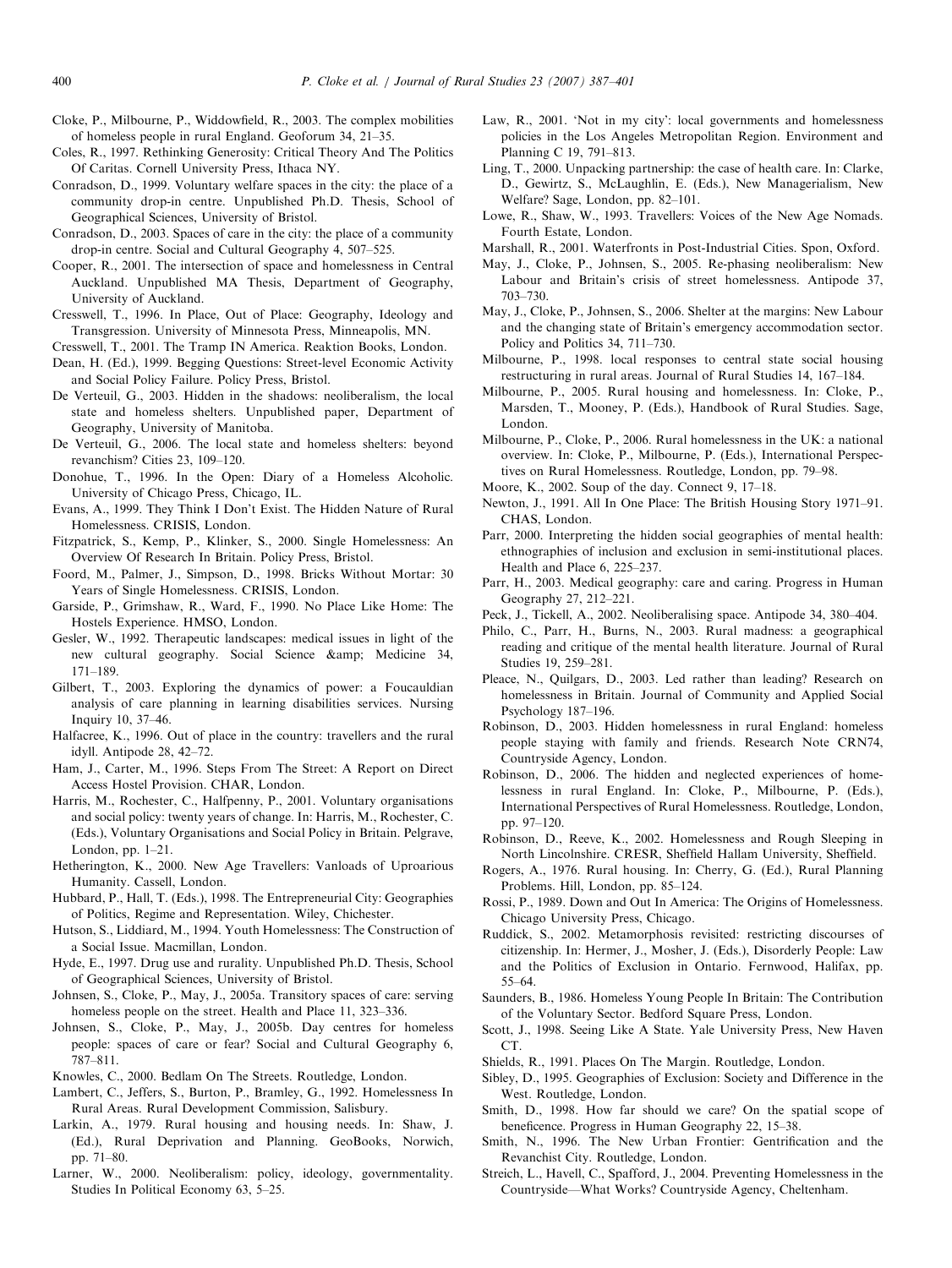Cloke, P., Milbourne, P., Widdowfield, R., 2003. The complex mobilities of homeless people in rural England. Geoforum 34, 21–35.

Coles, R., 1997. Rethinking Generosity: Critical Theory And The Politics Of Caritas. Cornell University Press, Ithaca NY.

Conradson, D., 1999. Voluntary welfare spaces in the city: the place of a community drop-in centre. Unpublished Ph.D. Thesis, School of Geographical Sciences, University of Bristol.

Conradson, D., 2003. Spaces of care in the city: the place of a community drop-in centre. Social and Cultural Geography 4, 507–525.

Cooper, R., 2001. The intersection of space and homelessness in Central Auckland. Unpublished MA Thesis, Department of Geography, University of Auckland.

Cresswell, T., 1996. In Place, Out of Place: Geography, Ideology and Transgression. University of Minnesota Press, Minneapolis, MN.

Cresswell, T., 2001. The Tramp IN America. Reaktion Books, London.

Dean, H. (Ed.), 1999. Begging Questions: Street-level Economic Activity and Social Policy Failure. Policy Press, Bristol.

De Verteuil, G., 2003. Hidden in the shadows: neoliberalism, the local state and homeless shelters. Unpublished paper, Department of Geography, University of Manitoba.

De Verteuil, G., 2006. The local state and homeless shelters: beyond revanchism? Cities 23, 109–120.

Donohue, T., 1996. In the Open: Diary of a Homeless Alcoholic. University of Chicago Press, Chicago, IL.

Evans, A., 1999. They Think I Don't Exist. The Hidden Nature of Rural Homelessness. CRISIS, London.

Fitzpatrick, S., Kemp, P., Klinker, S., 2000. Single Homelessness: An Overview Of Research In Britain. Policy Press, Bristol.

Foord, M., Palmer, J., Simpson, D., 1998. Bricks Without Mortar: 30 Years of Single Homelessness. CRISIS, London.

Garside, P., Grimshaw, R., Ward, F., 1990. No Place Like Home: The Hostels Experience. HMSO, London.

Gesler, W., 1992. Therapeutic landscapes: medical issues in light of the new cultural geography. Social Science &amp; Medicine 34, 171–189.

Gilbert, T., 2003. Exploring the dynamics of power: a Foucauldian analysis of care planning in learning disabilities services. Nursing Inquiry 10, 37–46.

Halfacree, K., 1996. Out of place in the country: travellers and the rural idyll. Antipode 28, 42–72.

Ham, J., Carter, M., 1996. Steps From The Street: A Report on Direct Access Hostel Provision. CHAR, London.

Harris, M., Rochester, C., Halfpenny, P., 2001. Voluntary organisations and social policy: twenty years of change. In: Harris, M., Rochester, C. (Eds.), Voluntary Organisations and Social Policy in Britain. Pelgrave, London, pp. 1–21.

Hetherington, K., 2000. New Age Travellers: Vanloads of Uproarious Humanity. Cassell, London.

Hubbard, P., Hall, T. (Eds.), 1998. The Entrepreneurial City: Geographies of Politics, Regime and Representation. Wiley, Chichester.

Hutson, S., Liddiard, M., 1994. Youth Homelessness: The Construction of a Social Issue. Macmillan, London.

Hyde, E., 1997. Drug use and rurality. Unpublished Ph.D. Thesis, School of Geographical Sciences, University of Bristol.

Johnsen, S., Cloke, P., May, J., 2005a. Transitory spaces of care: serving homeless people on the street. Health and Place 11, 323–336.

Johnsen, S., Cloke, P., May, J., 2005b. Day centres for homeless people: spaces of care or fear? Social and Cultural Geography 6, 787–811.

Knowles, C., 2000. Bedlam On The Streets. Routledge, London.

Lambert, C., Jeffers, S., Burton, P., Bramley, G., 1992. Homelessness In Rural Areas. Rural Development Commission, Salisbury.

Larkin, A., 1979. Rural housing and housing needs. In: Shaw, J. (Ed.), Rural Deprivation and Planning. GeoBooks, Norwich, pp. 71–80.

Larner, W., 2000. Neoliberalism: policy, ideology, governmentality. Studies In Political Economy 63, 5–25.

Law, R., 2001. 'Not in my city': local governments and homelessness policies in the Los Angeles Metropolitan Region. Environment and Planning C 19, 791–813.

Ling, T., 2000. Unpacking partnership: the case of health care. In: Clarke, D., Gewirtz, S., McLaughlin, E. (Eds.), New Managerialism, New Welfare? Sage, London, pp. 82–101.

Lowe, R., Shaw, W., 1993. Travellers: Voices of the New Age Nomads. Fourth Estate, London.

Marshall, R., 2001. Waterfronts in Post-Industrial Cities. Spon, Oxford.

May, J., Cloke, P., Johnsen, S., 2005. Re-phasing neoliberalism: New Labour and Britain's crisis of street homelessness. Antipode 37, 703–730.

May, J., Cloke, P., Johnsen, S., 2006. Shelter at the margins: New Labour and the changing state of Britain's emergency accommodation sector. Policy and Politics 34, 711–730.

Milbourne, P., 1998. local responses to central state social housing restructuring in rural areas. Journal of Rural Studies 14, 167–184.

Milbourne, P., 2005. Rural housing and homelessness. In: Cloke, P., Marsden, T., Mooney, P. (Eds.), Handbook of Rural Studies. Sage, London.

Milbourne, P., Cloke, P., 2006. Rural homelessness in the UK: a national overview. In: Cloke, P., Milbourne, P. (Eds.), International Perspectives on Rural Homelessness. Routledge, London, pp. 79–98.

Moore, K., 2002. Soup of the day. Connect 9, 17–18.

Newton, J., 1991. All In One Place: The British Housing Story 1971–91. CHAS, London.

Parr, 2000. Interpreting the hidden social geographies of mental health: ethnographies of inclusion and exclusion in semi-institutional places. Health and Place 6, 225–237.

Parr, H., 2003. Medical geography: care and caring. Progress in Human Geography 27, 212–221.

Peck, J., Tickell, A., 2002. Neoliberalising space. Antipode 34, 380–404.

Philo, C., Parr, H., Burns, N., 2003. Rural madness: a geographical reading and critique of the mental health literature. Journal of Rural Studies 19, 259–281.

Pleace, N., Quilgars, D., 2003. Led rather than leading? Research on homelessness in Britain. Journal of Community and Applied Social Psychology 187–196.

Robinson, D., 2003. Hidden homelessness in rural England: homeless people staying with family and friends. Research Note CRN74, Countryside Agency, London.

Robinson, D., 2006. The hidden and neglected experiences of homelessness in rural England. In: Cloke, P., Milbourne, P. (Eds.), International Perspectives of Rural Homelessness. Routledge, London, pp. 97–120.

Robinson, D., Reeve, K., 2002. Homelessness and Rough Sleeping in North Lincolnshire. CRESR, Sheffield Hallam University, Sheffield.

Rogers, A., 1976. Rural housing. In: Cherry, G. (Ed.), Rural Planning Problems. Hill, London, pp. 85–124.

Rossi, P., 1989. Down and Out In America: The Origins of Homelessness. Chicago University Press, Chicago.

Ruddick, S., 2002. Metamorphosis revisited: restricting discourses of citizenship. In: Hermer, J., Mosher, J. (Eds.), Disorderly People: Law and the Politics of Exclusion in Ontario. Fernwood, Halifax, pp. 55–64.

Saunders, B., 1986. Homeless Young People In Britain: The Contribution of the Voluntary Sector. Bedford Square Press, London.

Scott, J., 1998. Seeing Like A State. Yale University Press, New Haven CT.

Shields, R., 1991. Places On The Margin. Routledge, London.

Sibley, D., 1995. Geographies of Exclusion: Society and Difference in the West. Routledge, London.

Smith, D., 1998. How far should we care? On the spatial scope of beneficence. Progress in Human Geography 22, 15–38.

Smith, N., 1996. The New Urban Frontier: Gentrification and the Revanchist City. Routledge, London.

Streich, L., Havell, C., Spafford, J., 2004. Preventing Homelessness in the Countryside—What Works? Countryside Agency, Cheltenham.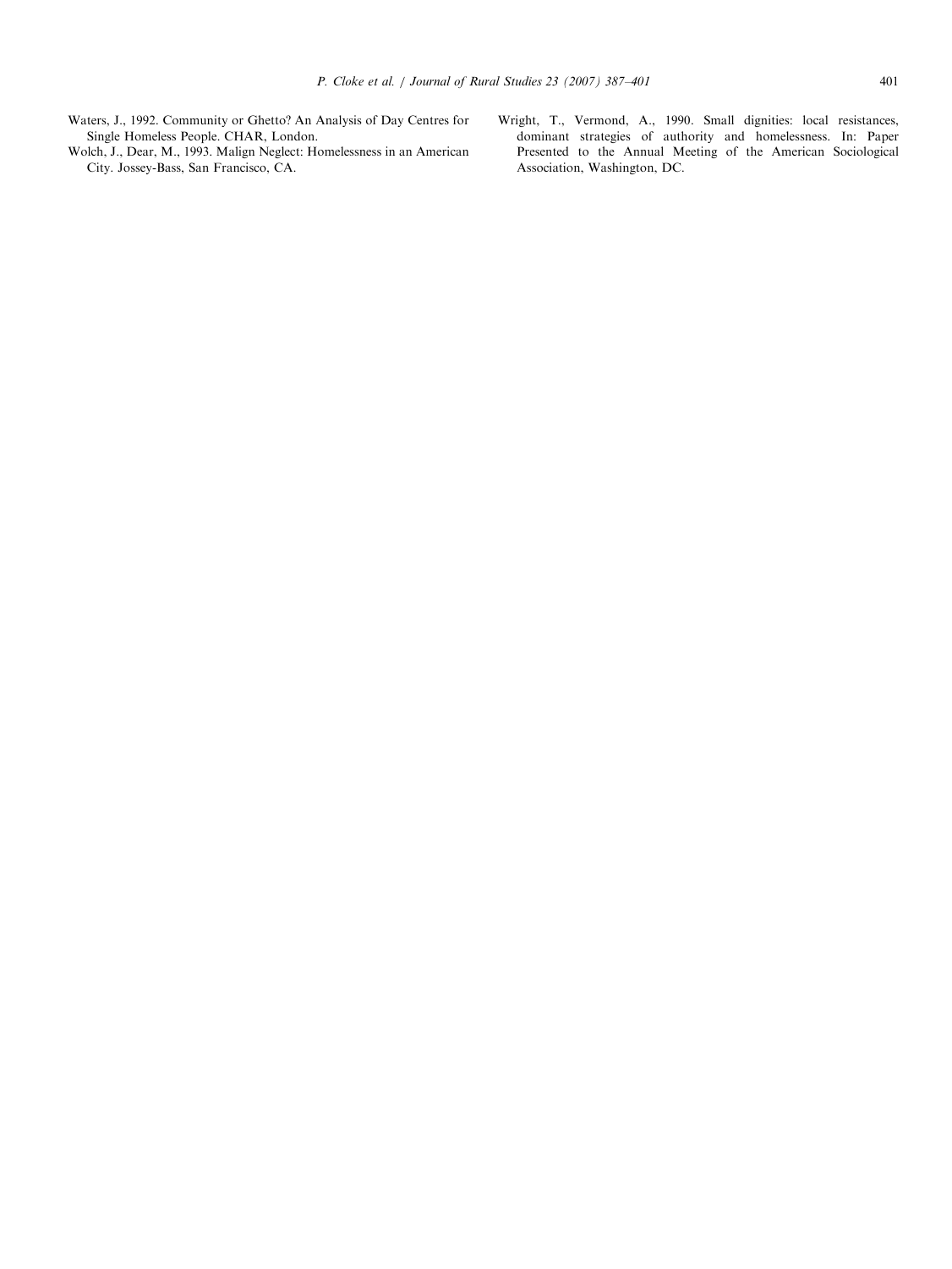Waters, J., 1992. Community or Ghetto? An Analysis of Day Centres for Single Homeless People. CHAR, London.

Wolch, J., Dear, M., 1993. Malign Neglect: Homelessness in an American City. Jossey-Bass, San Francisco, CA.

Wright, T., Vermond, A., 1990. Small dignities: local resistances, dominant strategies of authority and homelessness. In: Paper Presented to the Annual Meeting of the American Sociological Association, Washington, DC.